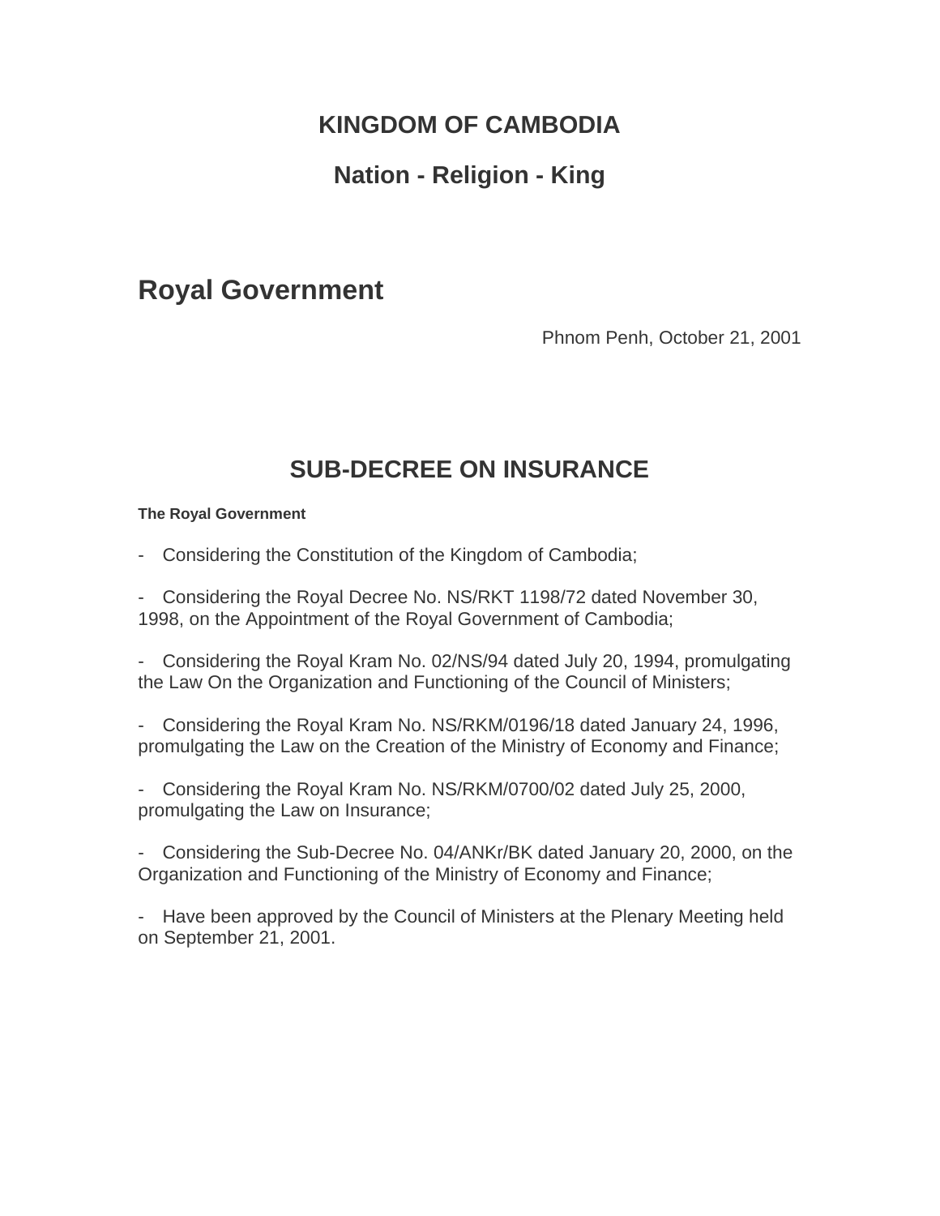# KINGDOM OF CAMBODIA

## Nation - Religion - King

## Royal Government

Phnom Penh, October 21, 2001

# SUB-DECREE ON INSURANCE

**The Royal Government**

- Considering the Constitution of the Kingdom of Cambodia;

- Considering the Royal Decree No. NS/RKT 1198/72 dated November 30, 1998, on the Appointment of the Royal Government of Cambodia;

- Considering the Royal Kram No. 02/NS/94 dated July 20, 1994, promulgating the Law On the Organization and Functioning of the Council of Ministers;

- Considering the Royal Kram No. NS/RKM/0196/18 dated January 24, 1996, promulgating the Law on the Creation of the Ministry of Economy and Finance;

- Considering the Royal Kram No. NS/RKM/0700/02 dated July 25, 2000, promulgating the Law on Insurance;

- Considering the Sub-Decree No. 04/ANKr/BK dated January 20, 2000, on the Organization and Functioning of the Ministry of Economy and Finance;

- Have been approved by the Council of Ministers at the Plenary Meeting held on September 21, 2001.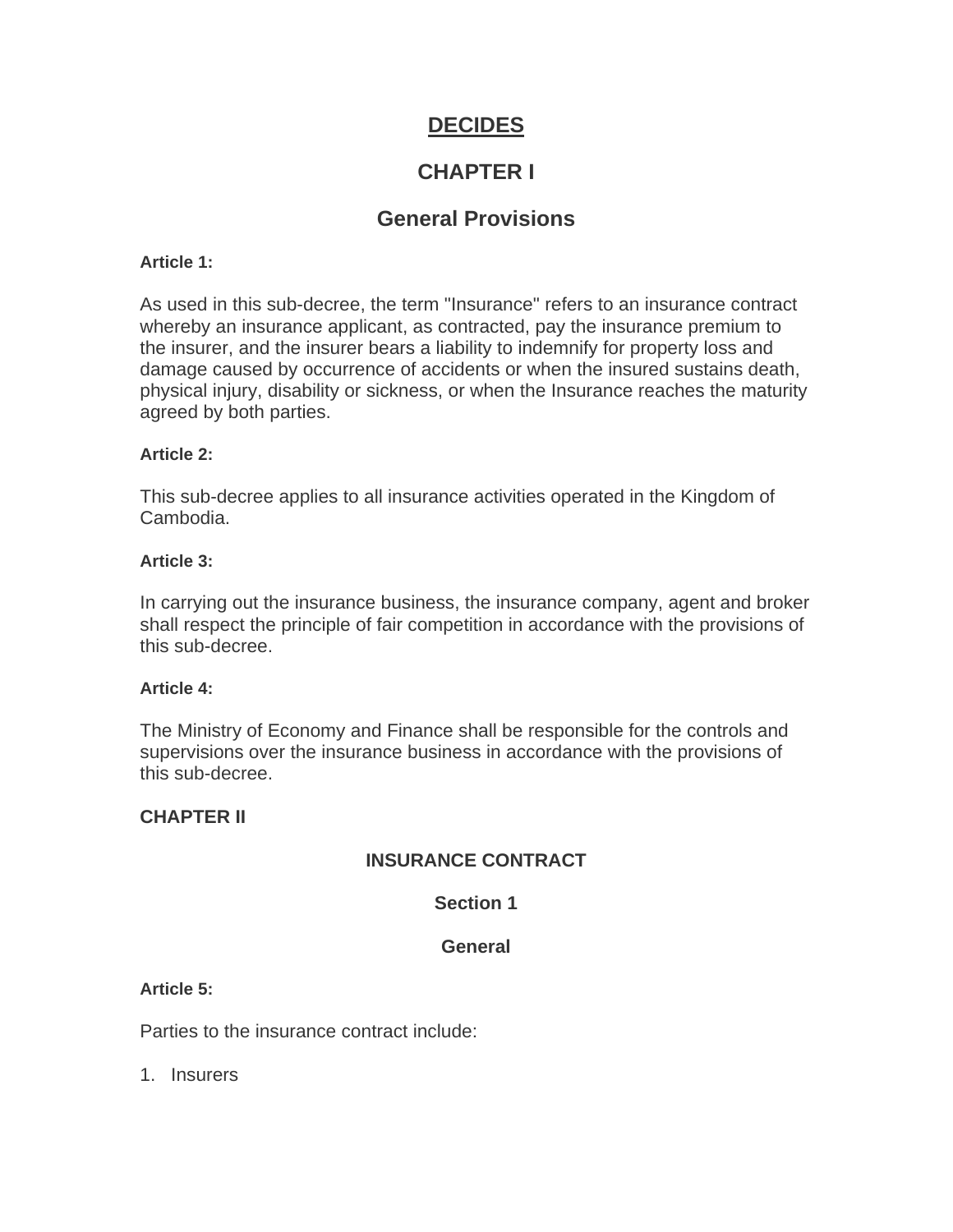# DECIDES

## CHAPTER I

## General Provisions

**Article 1:**

As used in this sub-decree, the term "Insurance" refers to an insurance contract whereby an insurance applicant, as contracted, pay the insurance premium to the insurer, and the insurer bears a liability to indemnify for property loss and damage caused by occurrence of accidents or when the insured sustains death, physical injury, disability or sickness, or when the Insurance reaches the maturity agreed by both parties.

**Article 2:**

This sub-decree applies to all insurance activities operated in the Kingdom of Cambodia.

**Article 3:**

In carrying out the insurance business, the insurance company, agent and broker shall respect the principle of fair competition in accordance with the provisions of this sub-decree.

**Article 4:**

The Ministry of Economy and Finance shall be responsible for the controls and supervisions over the insurance business in accordance with the provisions of this sub-decree.

## CHAPTER II

### INSURANCE CONTRACT

### Section 1

### General

**Article 5:**

Parties to the insurance contract include:

1. Insurers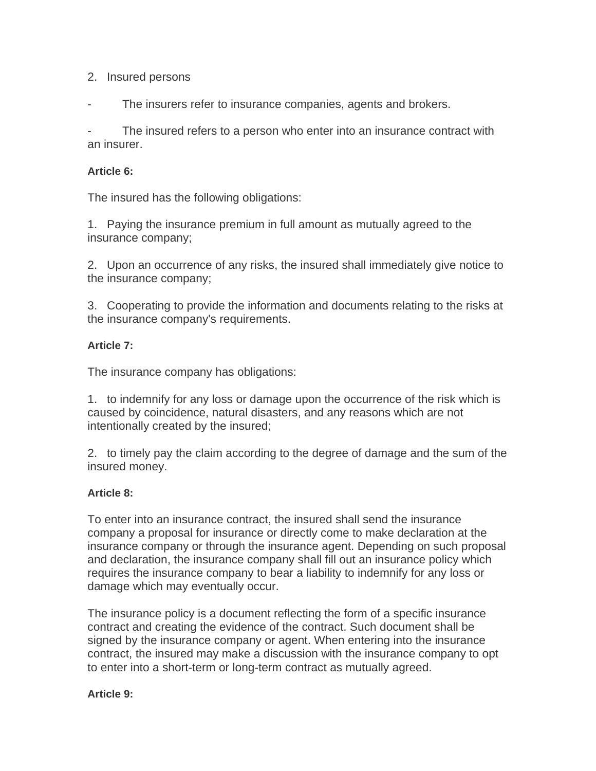2. Insured persons

- The insurers refer to insurance companies, agents and brokers.

- The insured refers to a person who enter into an insurance contract with an insurer.

**Article 6:**

The insured has the following obligations:

1. Paying the insurance premium in full amount as mutually agreed to the insurance company;

2. Upon an occurrence of any risks, the insured shall immediately give notice to the insurance company;

3. Cooperating to provide the information and documents relating to the risks at the insurance company's requirements.

**Article 7:**

The insurance company has obligations:

1. to indemnify for any loss or damage upon the occurrence of the risk which is caused by coincidence, natural disasters, and any reasons which are not intentionally created by the insured;

2. to timely pay the claim according to the degree of damage and the sum of the insured money.

**Article 8:**

To enter into an insurance contract, the insured shall send the insurance company a proposal for insurance or directly come to make declaration at the insurance company or through the insurance agent. Depending on such proposal and declaration, the insurance company shall fill out an insurance policy which requires the insurance company to bear a liability to indemnify for any loss or damage which may eventually occur.

The insurance policy is a document reflecting the form of a specific insurance contract and creating the evidence of the contract. Such document shall be signed by the insurance company or agent. When entering into the insurance contract, the insured may make a discussion with the insurance company to opt to enter into a short-term or long-term contract as mutually agreed.

**Article 9:**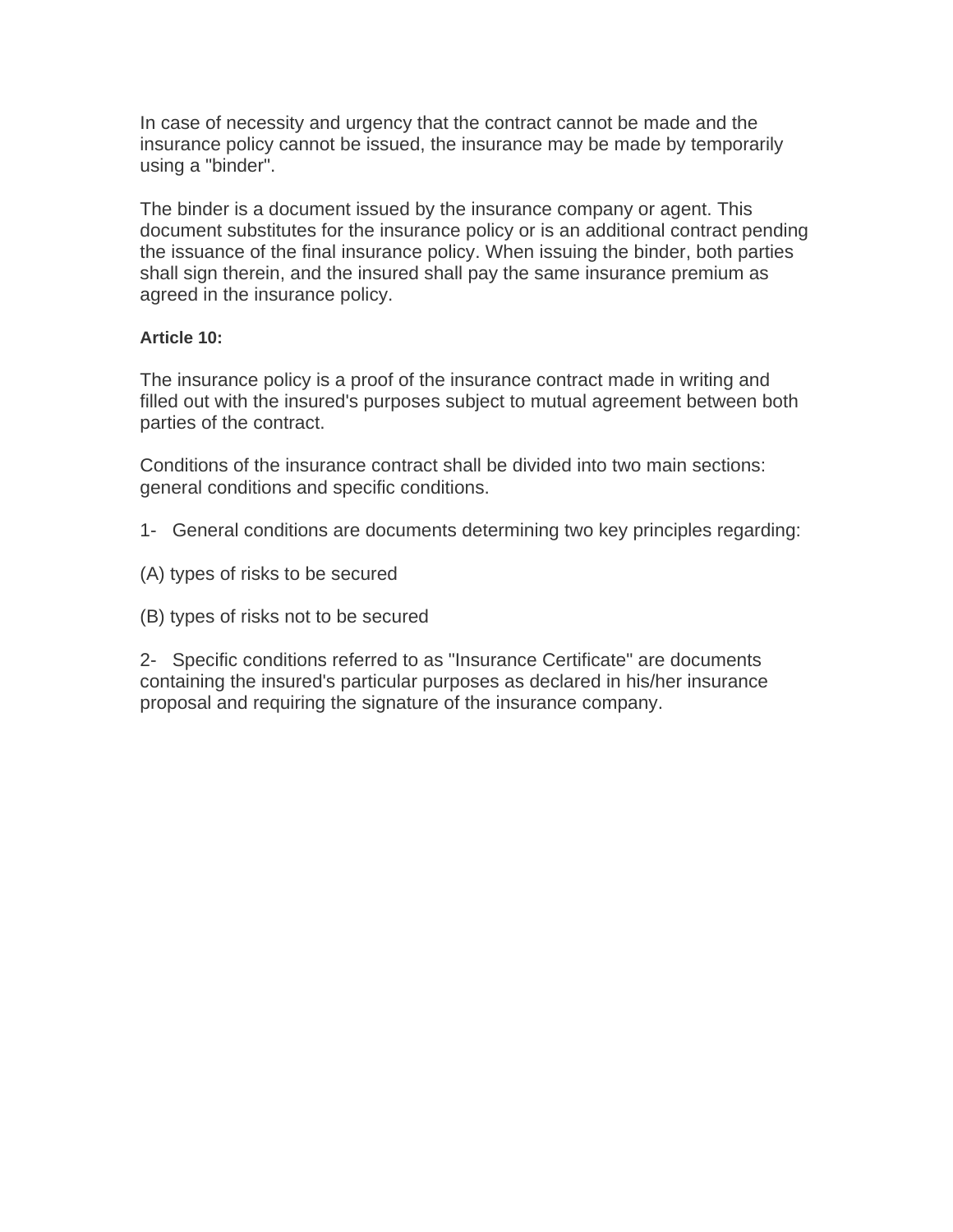In case of necessity and urgency that the contract cannot be made and the insurance policy cannot be issued, the insurance may be made by temporarily using a "binder".

The binder is a document issued by the insurance company or agent. This document substitutes for the insurance policy or is an additional contract pending the issuance of the final insurance policy. When issuing the binder, both parties shall sign therein, and the insured shall pay the same insurance premium as agreed in the insurance policy.

**Article 10:**

The insurance policy is a proof of the insurance contract made in writing and filled out with the insured's purposes subject to mutual agreement between both parties of the contract.

Conditions of the insurance contract shall be divided into two main sections: general conditions and specific conditions.

1- General conditions are documents determining two key principles regarding:

(A) types of risks to be secured

(B) types of risks not to be secured

2- Specific conditions referred to as "Insurance Certificate" are documents containing the insured's particular purposes as declared in his/her insurance proposal and requiring the signature of the insurance company.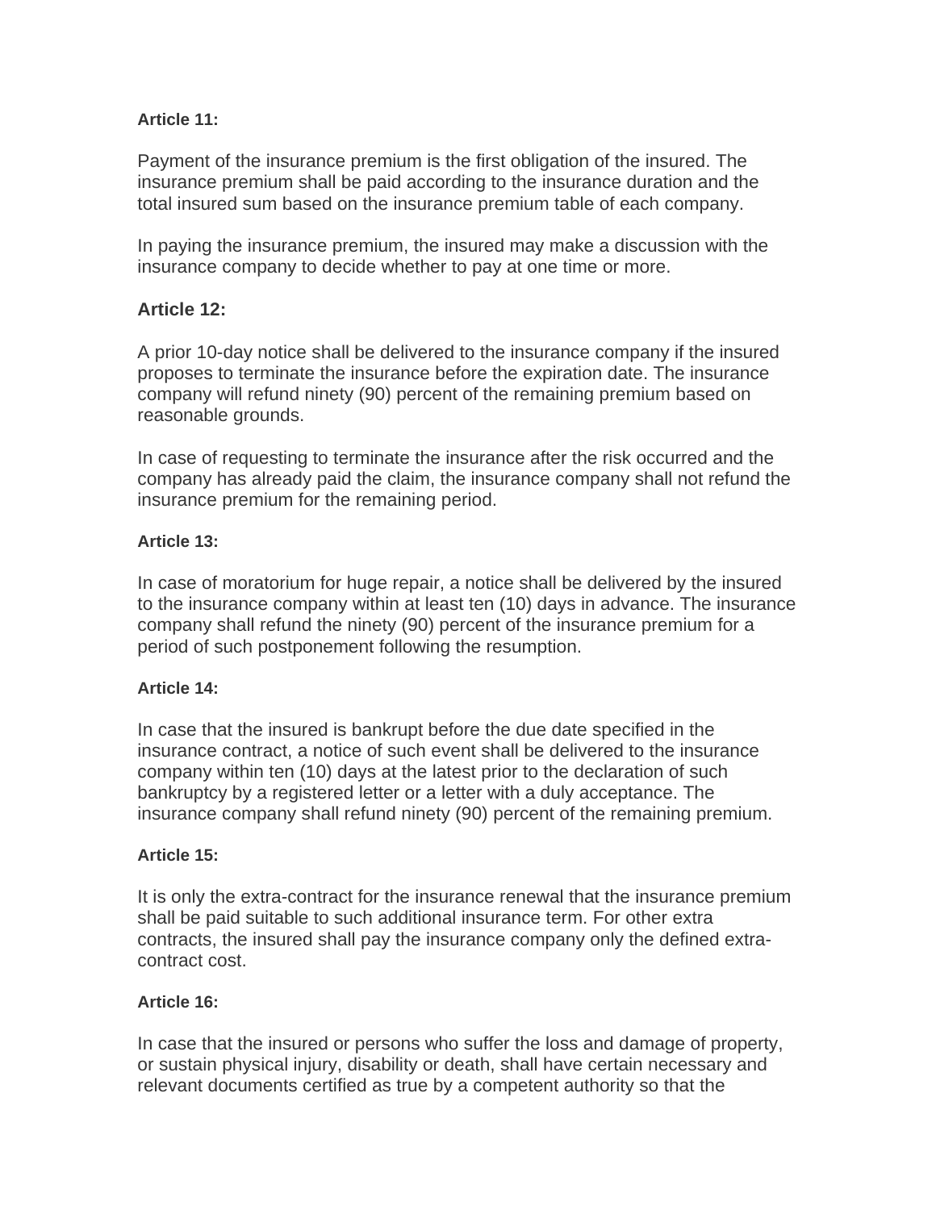**Article 11:**

Payment of the insurance premium is the first obligation of the insured. The insurance premium shall be paid according to the insurance duration and the total insured sum based on the insurance premium table of each company.

In paying the insurance premium, the insured may make a discussion with the insurance company to decide whether to pay at one time or more.

**Article 12:**

A prior 10-day notice shall be delivered to the insurance company if the insured proposes to terminate the insurance before the expiration date. The insurance company will refund ninety (90) percent of the remaining premium based on reasonable grounds.

In case of requesting to terminate the insurance after the risk occurred and the company has already paid the claim, the insurance company shall not refund the insurance premium for the remaining period.

**Article 13:**

In case of moratorium for huge repair, a notice shall be delivered by the insured to the insurance company within at least ten (10) days in advance. The insurance company shall refund the ninety (90) percent of the insurance premium for a period of such postponement following the resumption.

**Article 14:**

In case that the insured is bankrupt before the due date specified in the insurance contract, a notice of such event shall be delivered to the insurance company within ten (10) days at the latest prior to the declaration of such bankruptcy by a registered letter or a letter with a duly acceptance. The insurance company shall refund ninety (90) percent of the remaining premium.

**Article 15:**

It is only the extra-contract for the insurance renewal that the insurance premium shall be paid suitable to such additional insurance term. For other extra contracts, the insured shall pay the insurance company only the defined extra-contract cost.

**Article 16:**

In case that the insured or persons who suffer the loss and damage of property, or sustain physical injury, disability or death, shall have certain necessary and relevant documents certified as true by a competent authority so that the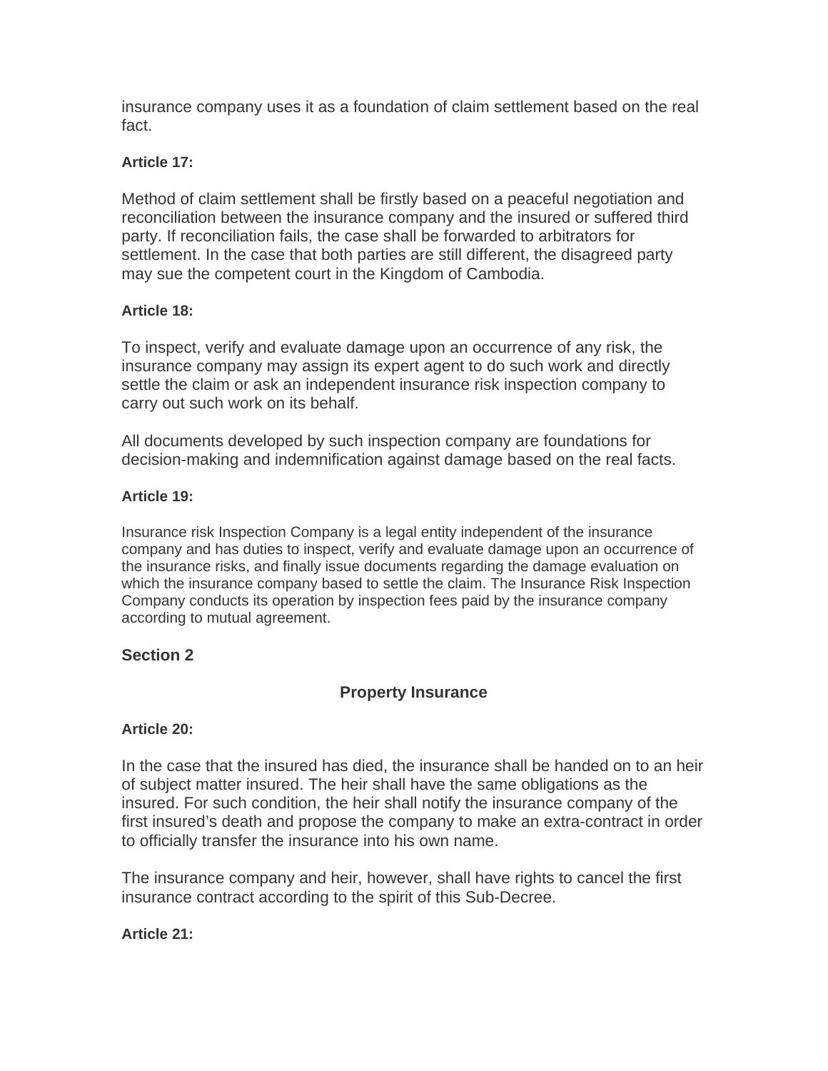insurance company uses it as a foundation of claim settlement based on the real fact.

**Article 17:**

Method of claim settlement shall be firstly based on a peaceful negotiation and reconciliation between the insurance company and the insured or suffered third party. If reconciliation fails, the case shall be forwarded to arbitrators for settlement. In the case that both parties are still different, the disagreed party may sue the competent court in the Kingdom of Cambodia.

**Article 18:**

To inspect, verify and evaluate damage upon an occurrence of any risk, the insurance company may assign its expert agent to do such work and directly settle the claim or ask an independent insurance risk inspection company to carry out such work on its behalf.

All documents developed by such inspection company are foundations for decision-making and indemnification against damage based on the real facts.

**Article 19:**

Insurance risk Inspection Company is a legal entity independent of the insurance company and has duties to inspect, verify and evaluate damage upon an occurrence of the insurance risks, and finally issue documents regarding the damage evaluation on which the insurance company based to settle the claim. The Insurance Risk Inspection Company conducts its operation by inspection fees paid by the insurance company according to mutual agreement.

## Section 2

### Property Insurance

**Article 20:**

In the case that the insured has died, the insurance shall be handed on to an heir of subject matter insured. The heir shall have the same obligations as the insured. For such condition, the heir shall notify the insurance company of the first insured's death and propose the company to make an extra-contract in order to officially transfer the insurance into his own name.

The insurance company and heir, however, shall have rights to cancel the first insurance contract according to the spirit of this Sub-Decree.

**Article 21:**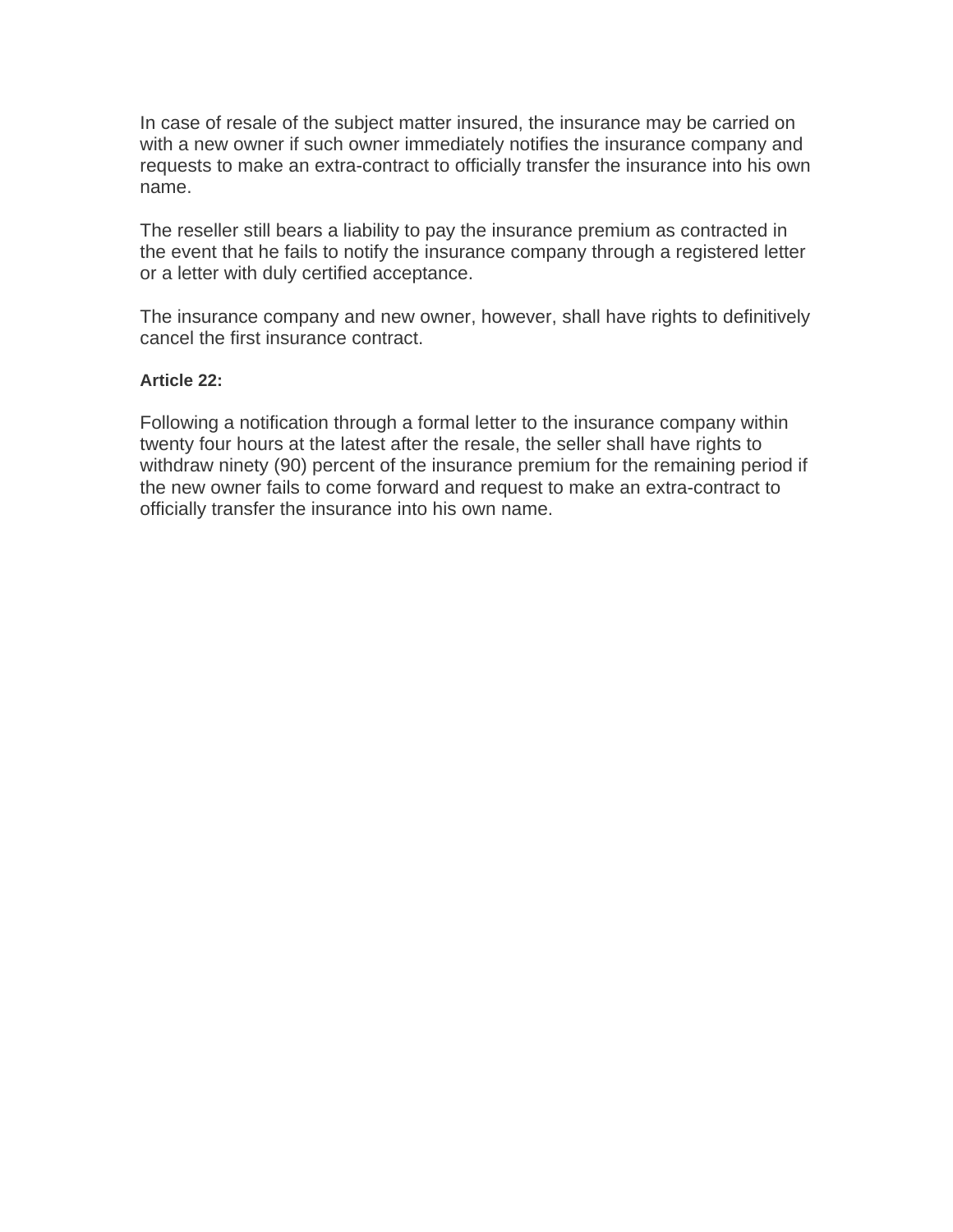In case of resale of the subject matter insured, the insurance may be carried on with a new owner if such owner immediately notifies the insurance company and requests to make an extra-contract to officially transfer the insurance into his own name.

The reseller still bears a liability to pay the insurance premium as contracted in the event that he fails to notify the insurance company through a registered letter or a letter with duly certified acceptance.

The insurance company and new owner, however, shall have rights to definitively cancel the first insurance contract.

**Article 22:**

Following a notification through a formal letter to the insurance company within twenty four hours at the latest after the resale, the seller shall have rights to withdraw ninety (90) percent of the insurance premium for the remaining period if the new owner fails to come forward and request to make an extra-contract to officially transfer the insurance into his own name.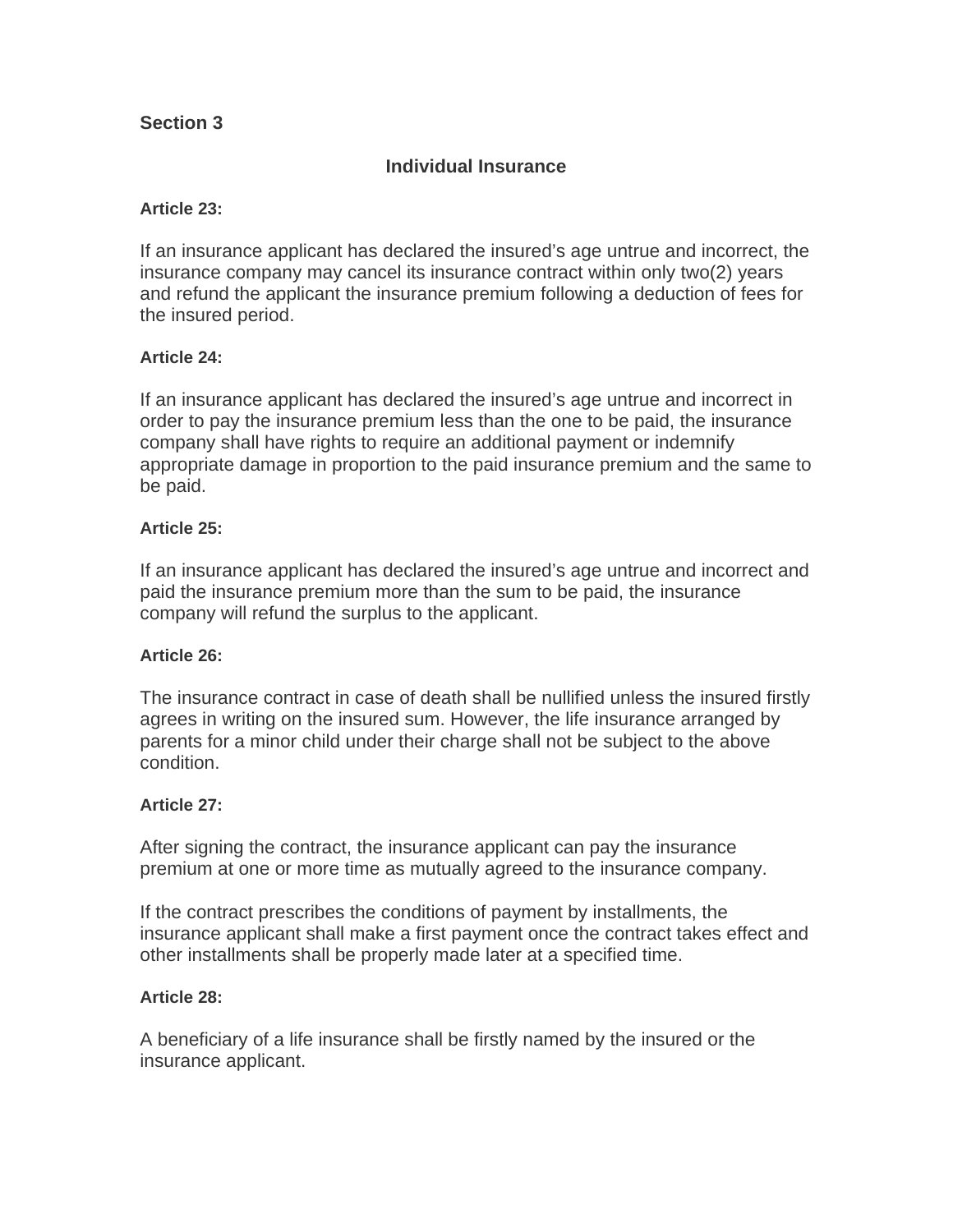## Section 3

### Individual Insurance

**Article 23:**

If an insurance applicant has declared the insured's age untrue and incorrect, the insurance company may cancel its insurance contract within only two(2) years and refund the applicant the insurance premium following a deduction of fees for the insured period.

**Article 24:**

If an insurance applicant has declared the insured's age untrue and incorrect in order to pay the insurance premium less than the one to be paid, the insurance company shall have rights to require an additional payment or indemnify appropriate damage in proportion to the paid insurance premium and the same to be paid.

**Article 25:**

If an insurance applicant has declared the insured's age untrue and incorrect and paid the insurance premium more than the sum to be paid, the insurance company will refund the surplus to the applicant.

**Article 26:**

The insurance contract in case of death shall be nullified unless the insured firstly agrees in writing on the insured sum. However, the life insurance arranged by parents for a minor child under their charge shall not be subject to the above condition.

**Article 27:**

After signing the contract, the insurance applicant can pay the insurance premium at one or more time as mutually agreed to the insurance company.

If the contract prescribes the conditions of payment by installments, the insurance applicant shall make a first payment once the contract takes effect and other installments shall be properly made later at a specified time.

**Article 28:**

A beneficiary of a life insurance shall be firstly named by the insured or the insurance applicant.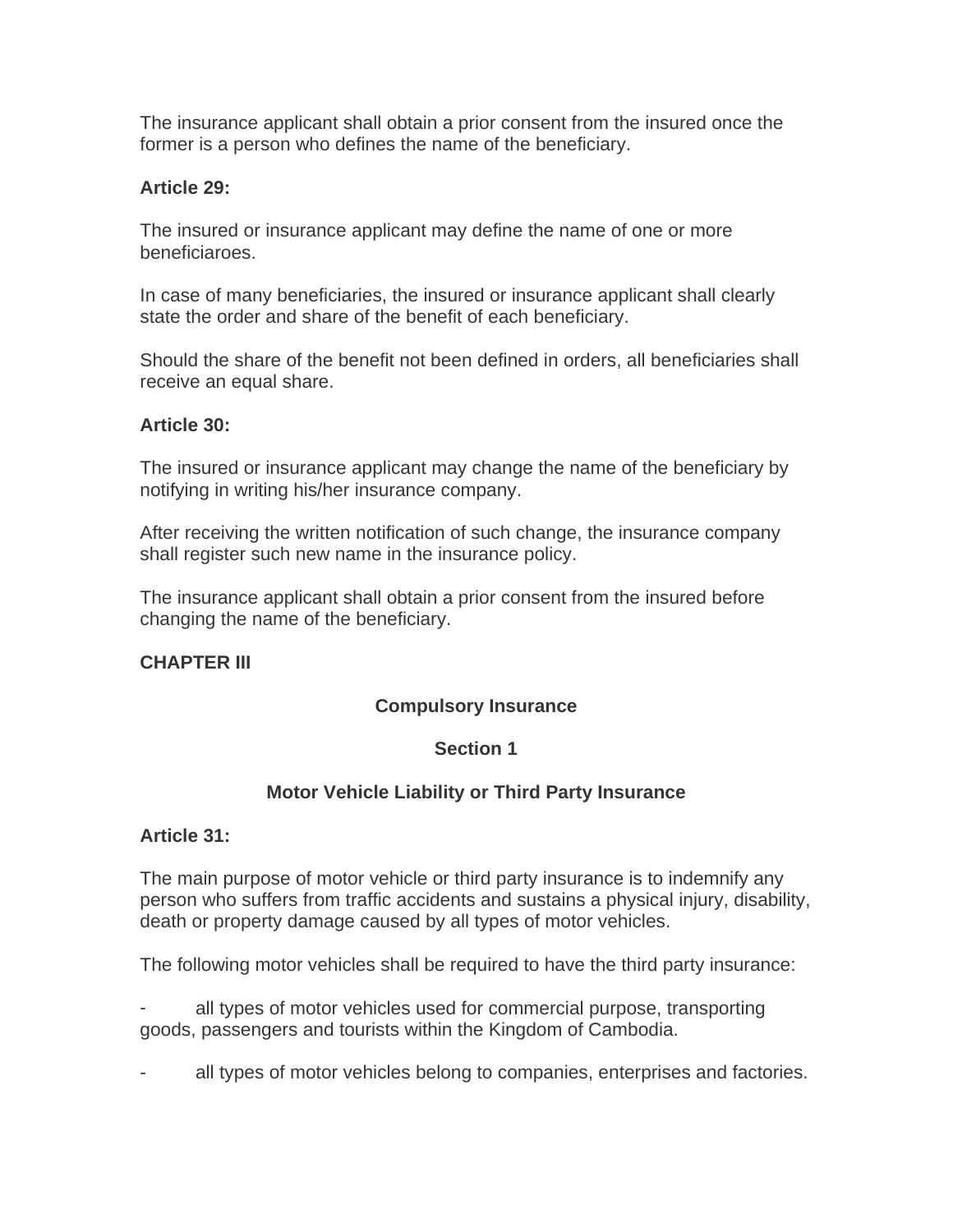The insurance applicant shall obtain a prior consent from the insured once the former is a person who defines the name of the beneficiary.

**Article 29:**

The insured or insurance applicant may define the name of one or more beneficiaroes.

In case of many beneficiaries, the insured or insurance applicant shall clearly state the order and share of the benefit of each beneficiary.

Should the share of the benefit not been defined in orders, all beneficiaries shall receive an equal share.

**Article 30:**

The insured or insurance applicant may change the name of the beneficiary by notifying in writing his/her insurance company.

After receiving the written notification of such change, the insurance company shall register such new name in the insurance policy.

The insurance applicant shall obtain a prior consent from the insured before changing the name of the beneficiary.

## CHAPTER III

## Compulsory Insurance

### Section 1

### Motor Vehicle Liability or Third Party Insurance

**Article 31:**

The main purpose of motor vehicle or third party insurance is to indemnify any person who suffers from traffic accidents and sustains a physical injury, disability, death or property damage caused by all types of motor vehicles.

The following motor vehicles shall be required to have the third party insurance:

- all types of motor vehicles used for commercial purpose, transporting goods, passengers and tourists within the Kingdom of Cambodia.

- all types of motor vehicles belong to companies, enterprises and factories.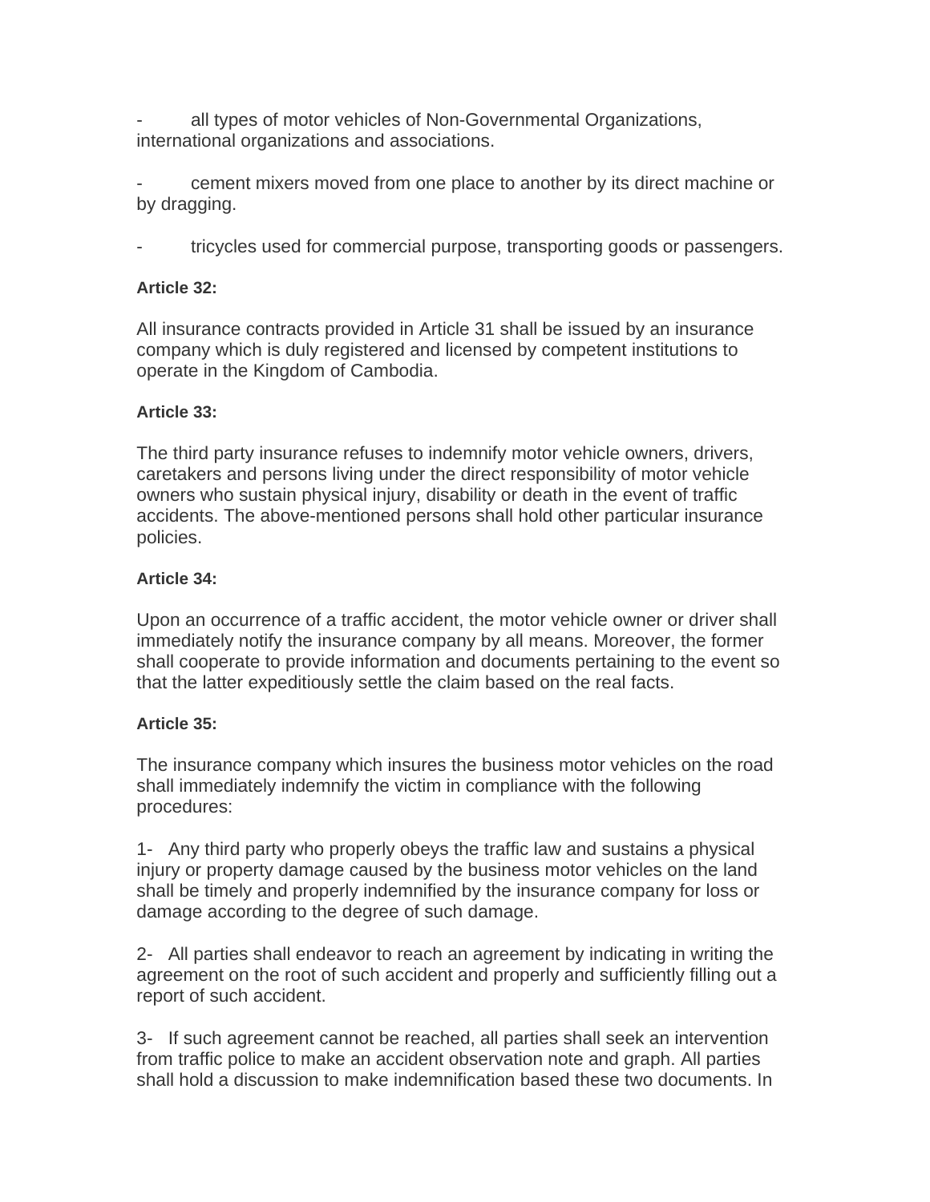- all types of motor vehicles of Non-Governmental Organizations, international organizations and associations.

- cement mixers moved from one place to another by its direct machine or by dragging.

- tricycles used for commercial purpose, transporting goods or passengers.

**Article 32:**

All insurance contracts provided in Article 31 shall be issued by an insurance company which is duly registered and licensed by competent institutions to operate in the Kingdom of Cambodia.

**Article 33:**

The third party insurance refuses to indemnify motor vehicle owners, drivers, caretakers and persons living under the direct responsibility of motor vehicle owners who sustain physical injury, disability or death in the event of traffic accidents. The above-mentioned persons shall hold other particular insurance policies.

**Article 34:**

Upon an occurrence of a traffic accident, the motor vehicle owner or driver shall immediately notify the insurance company by all means. Moreover, the former shall cooperate to provide information and documents pertaining to the event so that the latter expeditiously settle the claim based on the real facts.

**Article 35:**

The insurance company which insures the business motor vehicles on the road shall immediately indemnify the victim in compliance with the following procedures:

1- Any third party who properly obeys the traffic law and sustains a physical injury or property damage caused by the business motor vehicles on the land shall be timely and properly indemnified by the insurance company for loss or damage according to the degree of such damage.

2- All parties shall endeavor to reach an agreement by indicating in writing the agreement on the root of such accident and properly and sufficiently filling out a report of such accident.

3- If such agreement cannot be reached, all parties shall seek an intervention from traffic police to make an accident observation note and graph. All parties shall hold a discussion to make indemnification based these two documents. In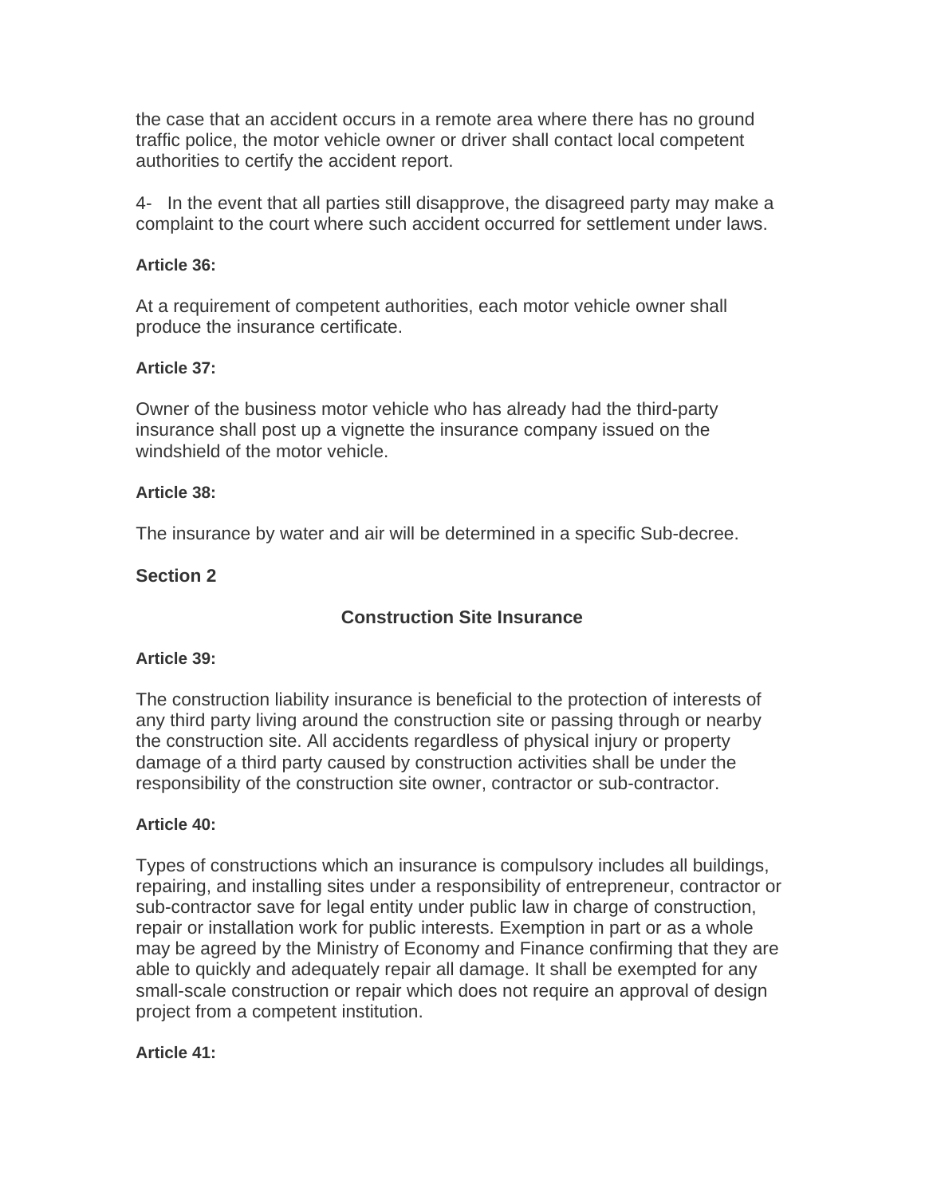the case that an accident occurs in a remote area where there has no ground traffic police, the motor vehicle owner or driver shall contact local competent authorities to certify the accident report.

4- In the event that all parties still disapprove, the disagreed party may make a complaint to the court where such accident occurred for settlement under laws.

**Article 36:**

At a requirement of competent authorities, each motor vehicle owner shall produce the insurance certificate.

**Article 37:**

Owner of the business motor vehicle who has already had the third-party insurance shall post up a vignette the insurance company issued on the windshield of the motor vehicle.

**Article 38:**

The insurance by water and air will be determined in a specific Sub-decree.

## Section 2

## Construction Site Insurance

**Article 39:**

The construction liability insurance is beneficial to the protection of interests of any third party living around the construction site or passing through or nearby the construction site. All accidents regardless of physical injury or property damage of a third party caused by construction activities shall be under the responsibility of the construction site owner, contractor or sub-contractor.

**Article 40:**

Types of constructions which an insurance is compulsory includes all buildings, repairing, and installing sites under a responsibility of entrepreneur, contractor or sub-contractor save for legal entity under public law in charge of construction, repair or installation work for public interests. Exemption in part or as a whole may be agreed by the Ministry of Economy and Finance confirming that they are able to quickly and adequately repair all damage. It shall be exempted for any small-scale construction or repair which does not require an approval of design project from a competent institution.

**Article 41:**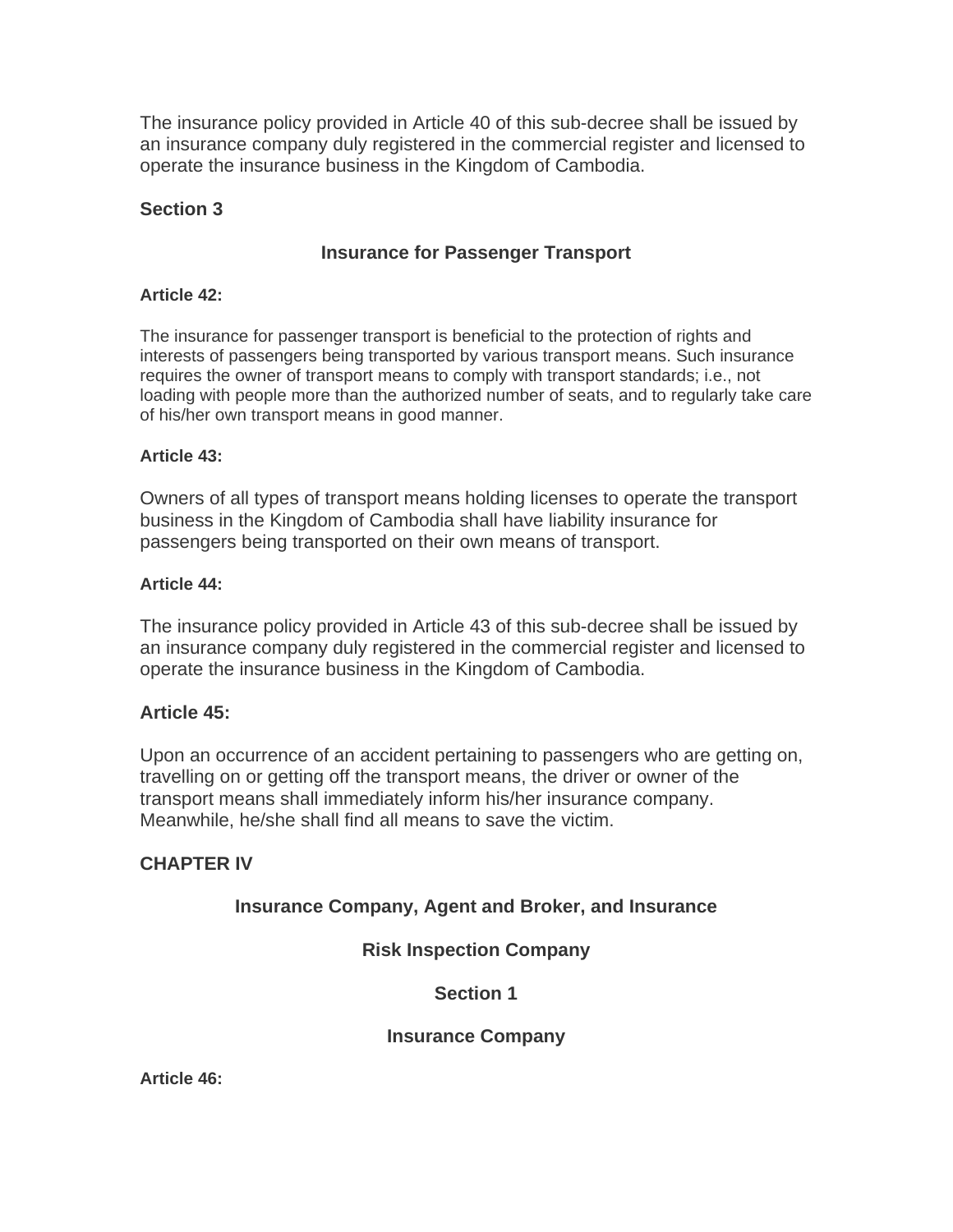The insurance policy provided in Article 40 of this sub-decree shall be issued by an insurance company duly registered in the commercial register and licensed to operate the insurance business in the Kingdom of Cambodia.

### Section 3

### Insurance for Passenger Transport

**Article 42:**

The insurance for passenger transport is beneficial to the protection of rights and interests of passengers being transported by various transport means. Such insurance requires the owner of transport means to comply with transport standards; i.e., not loading with people more than the authorized number of seats, and to regularly take care of his/her own transport means in good manner.

**Article 43:**

Owners of all types of transport means holding licenses to operate the transport business in the Kingdom of Cambodia shall have liability insurance for passengers being transported on their own means of transport.

**Article 44:**

The insurance policy provided in Article 43 of this sub-decree shall be issued by an insurance company duly registered in the commercial register and licensed to operate the insurance business in the Kingdom of Cambodia.

**Article 45:**

Upon an occurrence of an accident pertaining to passengers who are getting on, travelling on or getting off the transport means, the driver or owner of the transport means shall immediately inform his/her insurance company. Meanwhile, he/she shall find all means to save the victim.

## CHAPTER IV

### Insurance Company, Agent and Broker, and Insurance Risk Inspection Company

### Section 1

### Insurance Company

**Article 46:**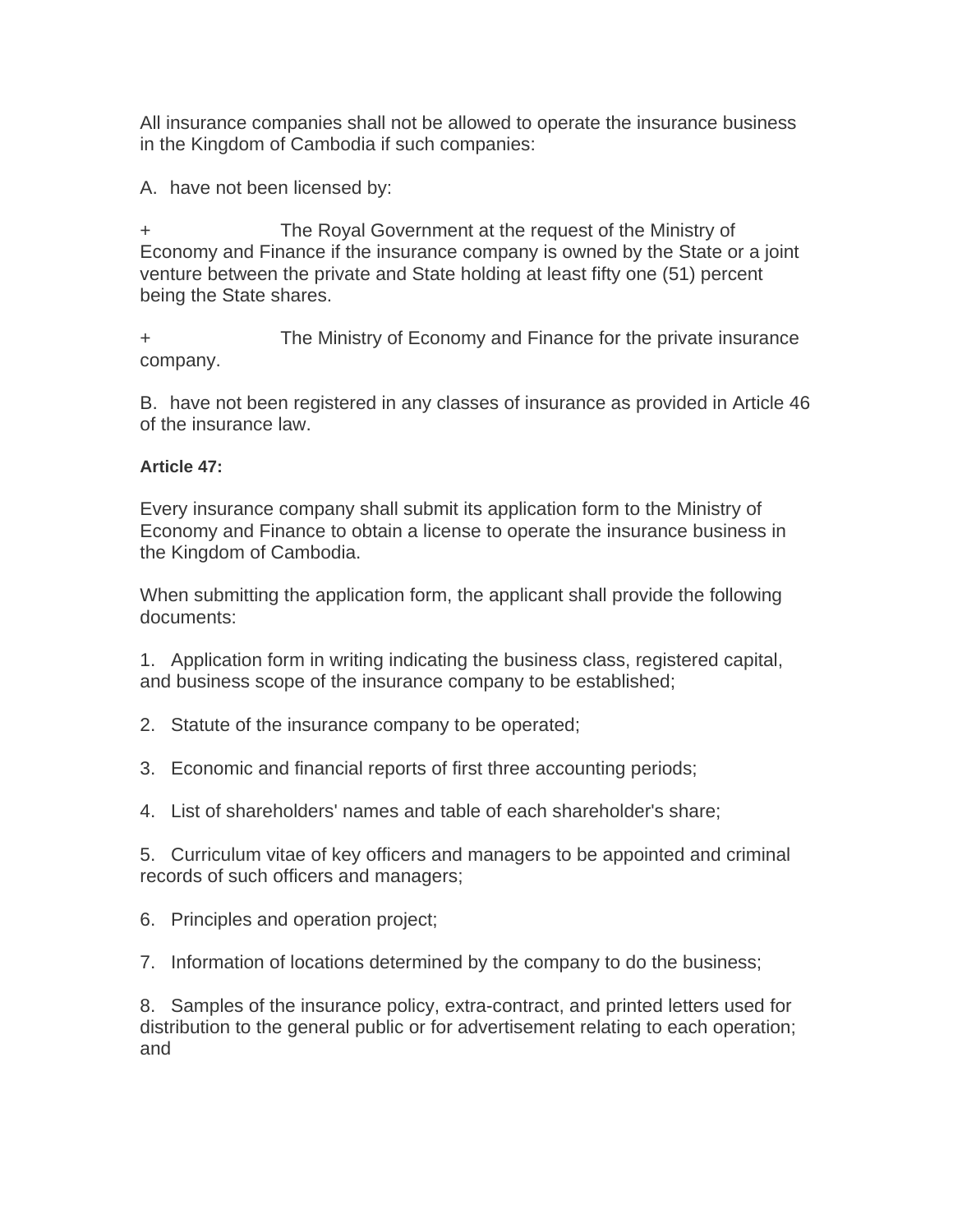All insurance companies shall not be allowed to operate the insurance business in the Kingdom of Cambodia if such companies:

A. have not been licensed by:

+ The Royal Government at the request of the Ministry of Economy and Finance if the insurance company is owned by the State or a joint venture between the private and State holding at least fifty one (51) percent being the State shares.

+ The Ministry of Economy and Finance for the private insurance company.

B. have not been registered in any classes of insurance as provided in Article 46 of the insurance law.

**Article 47:**

Every insurance company shall submit its application form to the Ministry of Economy and Finance to obtain a license to operate the insurance business in the Kingdom of Cambodia.

When submitting the application form, the applicant shall provide the following documents:

1. Application form in writing indicating the business class, registered capital, and business scope of the insurance company to be established;

2. Statute of the insurance company to be operated;

3. Economic and financial reports of first three accounting periods;

4. List of shareholders' names and table of each shareholder's share;

5. Curriculum vitae of key officers and managers to be appointed and criminal records of such officers and managers;

6. Principles and operation project;

7. Information of locations determined by the company to do the business;

8. Samples of the insurance policy, extra-contract, and printed letters used for distribution to the general public or for advertisement relating to each operation; and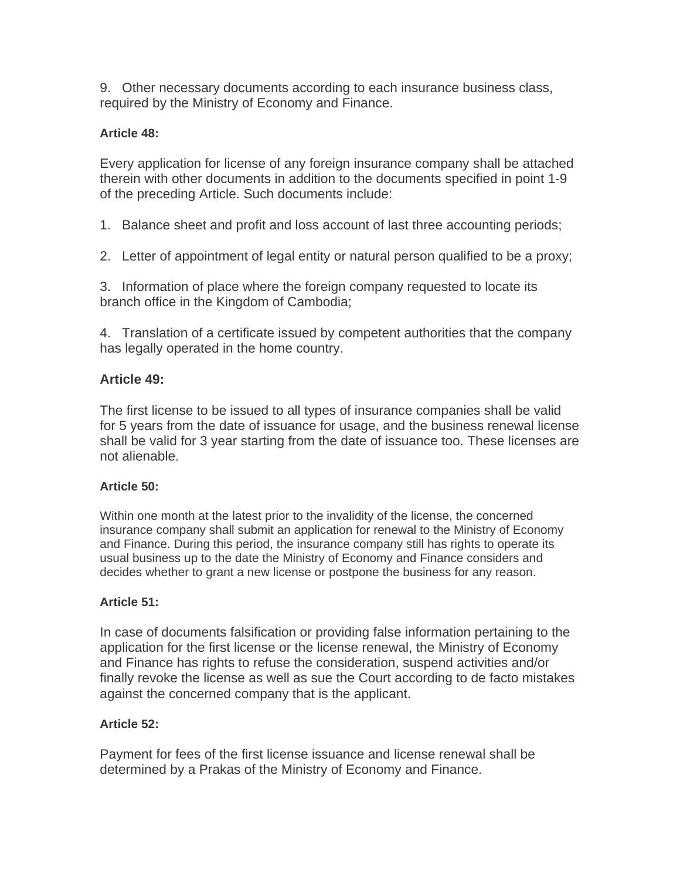9. Other necessary documents according to each insurance business class, required by the Ministry of Economy and Finance.

**Article 48:**

Every application for license of any foreign insurance company shall be attached therein with other documents in addition to the documents specified in point 1-9 of the preceding Article. Such documents include:

1. Balance sheet and profit and loss account of last three accounting periods;

2. Letter of appointment of legal entity or natural person qualified to be a proxy;

3. Information of place where the foreign company requested to locate its branch office in the Kingdom of Cambodia;

4. Translation of a certificate issued by competent authorities that the company has legally operated in the home country.

**Article 49:**

The first license to be issued to all types of insurance companies shall be valid for 5 years from the date of issuance for usage, and the business renewal license shall be valid for 3 year starting from the date of issuance too. These licenses are not alienable.

**Article 50:**

Within one month at the latest prior to the invalidity of the license, the concerned insurance company shall submit an application for renewal to the Ministry of Economy and Finance. During this period, the insurance company still has rights to operate its usual business up to the date the Ministry of Economy and Finance considers and decides whether to grant a new license or postpone the business for any reason.

**Article 51:**

In case of documents falsification or providing false information pertaining to the application for the first license or the license renewal, the Ministry of Economy and Finance has rights to refuse the consideration, suspend activities and/or finally revoke the license as well as sue the Court according to de facto mistakes against the concerned company that is the applicant.

**Article 52:**

Payment for fees of the first license issuance and license renewal shall be determined by a Prakas of the Ministry of Economy and Finance.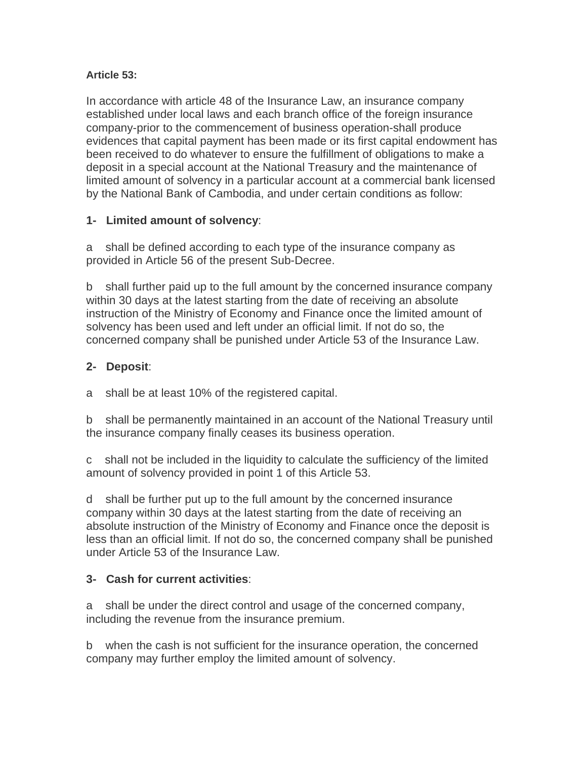**Article 53:**

In accordance with article 48 of the Insurance Law, an insurance company established under local laws and each branch office of the foreign insurance company-prior to the commencement of business operation-shall produce evidences that capital payment has been made or its first capital endowment has been received to do whatever to ensure the fulfillment of obligations to make a deposit in a special account at the National Treasury and the maintenance of limited amount of solvency in a particular account at a commercial bank licensed by the National Bank of Cambodia, and under certain conditions as follow:

**1- Limited amount of solvency**:

a shall be defined according to each type of the insurance company as provided in Article 56 of the present Sub-Decree.

b shall further paid up to the full amount by the concerned insurance company within 30 days at the latest starting from the date of receiving an absolute instruction of the Ministry of Economy and Finance once the limited amount of solvency has been used and left under an official limit. If not do so, the concerned company shall be punished under Article 53 of the Insurance Law.

**2- Deposit**:

a shall be at least 10% of the registered capital.

b shall be permanently maintained in an account of the National Treasury until the insurance company finally ceases its business operation.

c shall not be included in the liquidity to calculate the sufficiency of the limited amount of solvency provided in point 1 of this Article 53.

d shall be further put up to the full amount by the concerned insurance company within 30 days at the latest starting from the date of receiving an absolute instruction of the Ministry of Economy and Finance once the deposit is less than an official limit. If not do so, the concerned company shall be punished under Article 53 of the Insurance Law.

**3- Cash for current activities**:

a shall be under the direct control and usage of the concerned company, including the revenue from the insurance premium.

b when the cash is not sufficient for the insurance operation, the concerned company may further employ the limited amount of solvency.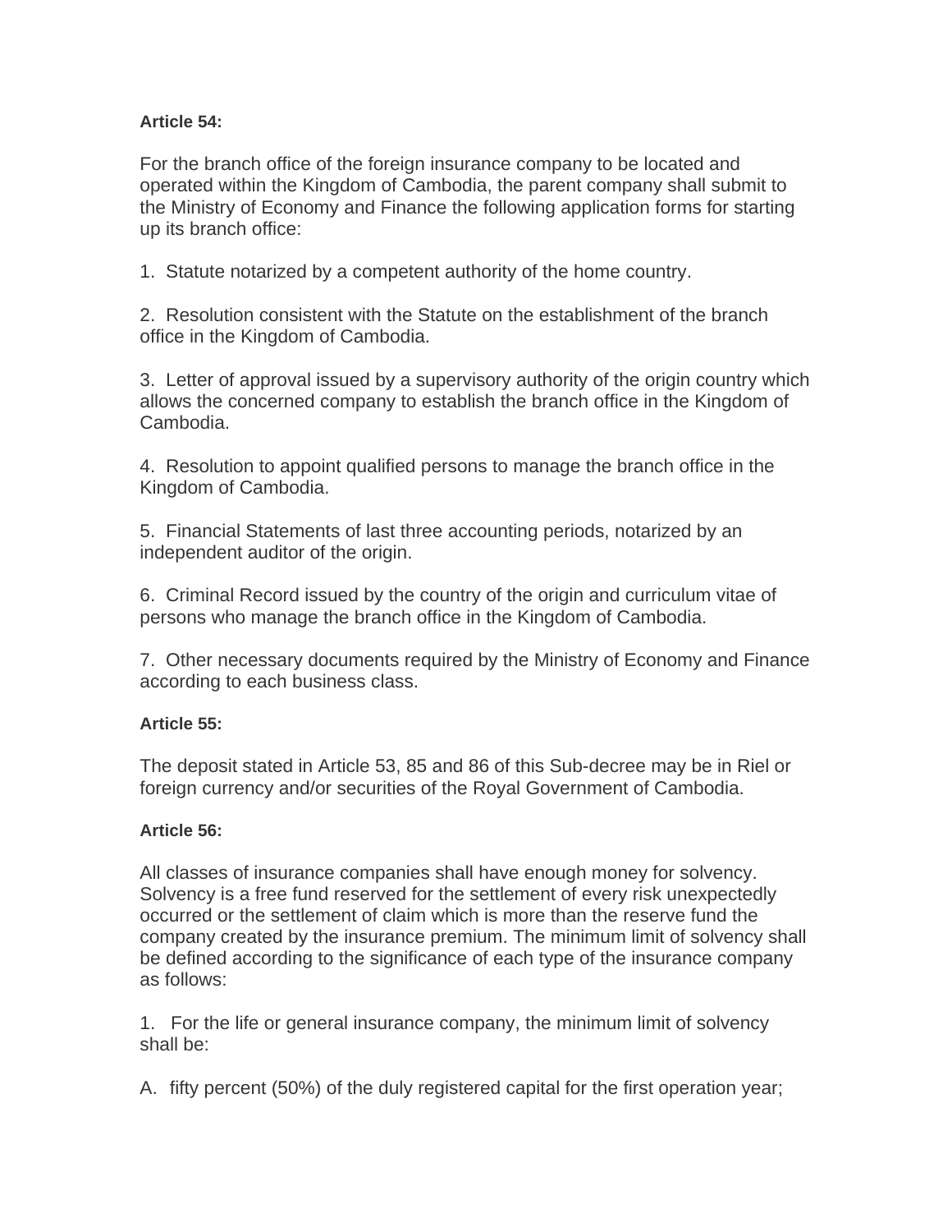**Article 54:**

For the branch office of the foreign insurance company to be located and operated within the Kingdom of Cambodia, the parent company shall submit to the Ministry of Economy and Finance the following application forms for starting up its branch office:

1. Statute notarized by a competent authority of the home country.

2. Resolution consistent with the Statute on the establishment of the branch office in the Kingdom of Cambodia.

3. Letter of approval issued by a supervisory authority of the origin country which allows the concerned company to establish the branch office in the Kingdom of Cambodia.

4. Resolution to appoint qualified persons to manage the branch office in the Kingdom of Cambodia.

5. Financial Statements of last three accounting periods, notarized by an independent auditor of the origin.

6. Criminal Record issued by the country of the origin and curriculum vitae of persons who manage the branch office in the Kingdom of Cambodia.

7. Other necessary documents required by the Ministry of Economy and Finance according to each business class.

**Article 55:**

The deposit stated in Article 53, 85 and 86 of this Sub-decree may be in Riel or foreign currency and/or securities of the Royal Government of Cambodia.

**Article 56:**

All classes of insurance companies shall have enough money for solvency. Solvency is a free fund reserved for the settlement of every risk unexpectedly occurred or the settlement of claim which is more than the reserve fund the company created by the insurance premium. The minimum limit of solvency shall be defined according to the significance of each type of the insurance company as follows:

1. For the life or general insurance company, the minimum limit of solvency shall be:

A. fifty percent (50%) of the duly registered capital for the first operation year;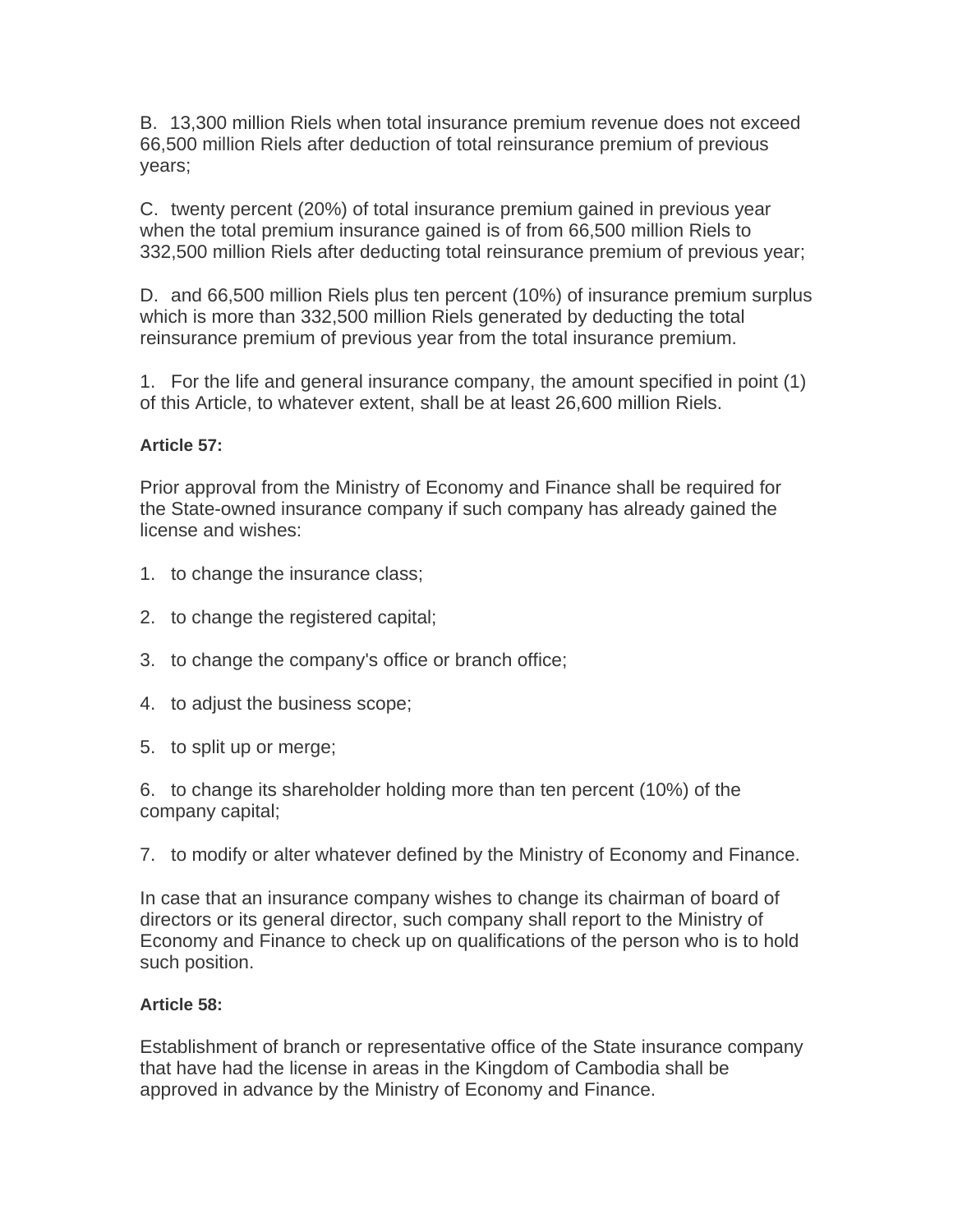B. 13,300 million Riels when total insurance premium revenue does not exceed 66,500 million Riels after deduction of total reinsurance premium of previous years;

C. twenty percent (20%) of total insurance premium gained in previous year when the total premium insurance gained is of from 66,500 million Riels to 332,500 million Riels after deducting total reinsurance premium of previous year;

D. and 66,500 million Riels plus ten percent (10%) of insurance premium surplus which is more than 332,500 million Riels generated by deducting the total reinsurance premium of previous year from the total insurance premium.

1. For the life and general insurance company, the amount specified in point (1) of this Article, to whatever extent, shall be at least 26,600 million Riels.

**Article 57:**

Prior approval from the Ministry of Economy and Finance shall be required for the State-owned insurance company if such company has already gained the license and wishes:

1. to change the insurance class;

2. to change the registered capital;

3. to change the company's office or branch office;

4. to adjust the business scope;

5. to split up or merge;

6. to change its shareholder holding more than ten percent (10%) of the company capital;

7. to modify or alter whatever defined by the Ministry of Economy and Finance.

In case that an insurance company wishes to change its chairman of board of directors or its general director, such company shall report to the Ministry of Economy and Finance to check up on qualifications of the person who is to hold such position.

**Article 58:**

Establishment of branch or representative office of the State insurance company that have had the license in areas in the Kingdom of Cambodia shall be approved in advance by the Ministry of Economy and Finance.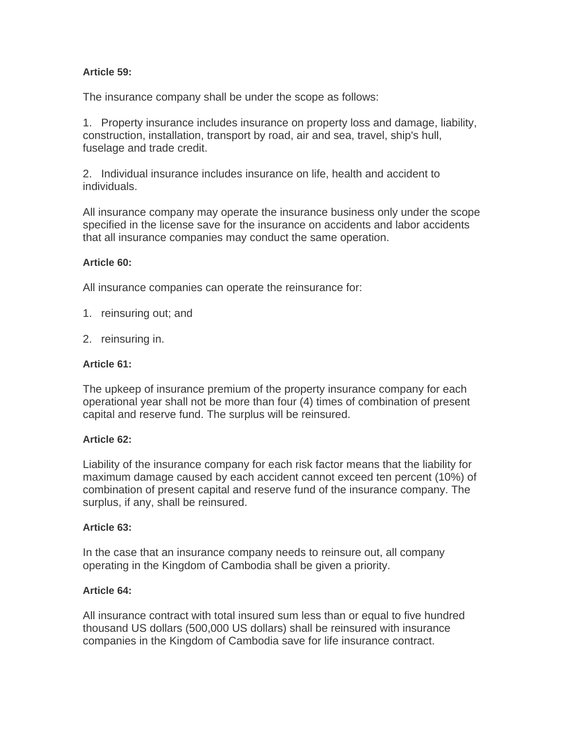**Article 59:**

The insurance company shall be under the scope as follows:

1. Property insurance includes insurance on property loss and damage, liability, construction, installation, transport by road, air and sea, travel, ship's hull, fuselage and trade credit.

2. Individual insurance includes insurance on life, health and accident to individuals.

All insurance company may operate the insurance business only under the scope specified in the license save for the insurance on accidents and labor accidents that all insurance companies may conduct the same operation.

**Article 60:**

All insurance companies can operate the reinsurance for:

1. reinsuring out; and

2. reinsuring in.

**Article 61:**

The upkeep of insurance premium of the property insurance company for each operational year shall not be more than four (4) times of combination of present capital and reserve fund. The surplus will be reinsured.

**Article 62:**

Liability of the insurance company for each risk factor means that the liability for maximum damage caused by each accident cannot exceed ten percent (10%) of combination of present capital and reserve fund of the insurance company. The surplus, if any, shall be reinsured.

**Article 63:**

In the case that an insurance company needs to reinsure out, all company operating in the Kingdom of Cambodia shall be given a priority.

**Article 64:**

All insurance contract with total insured sum less than or equal to five hundred thousand US dollars (500,000 US dollars) shall be reinsured with insurance companies in the Kingdom of Cambodia save for life insurance contract.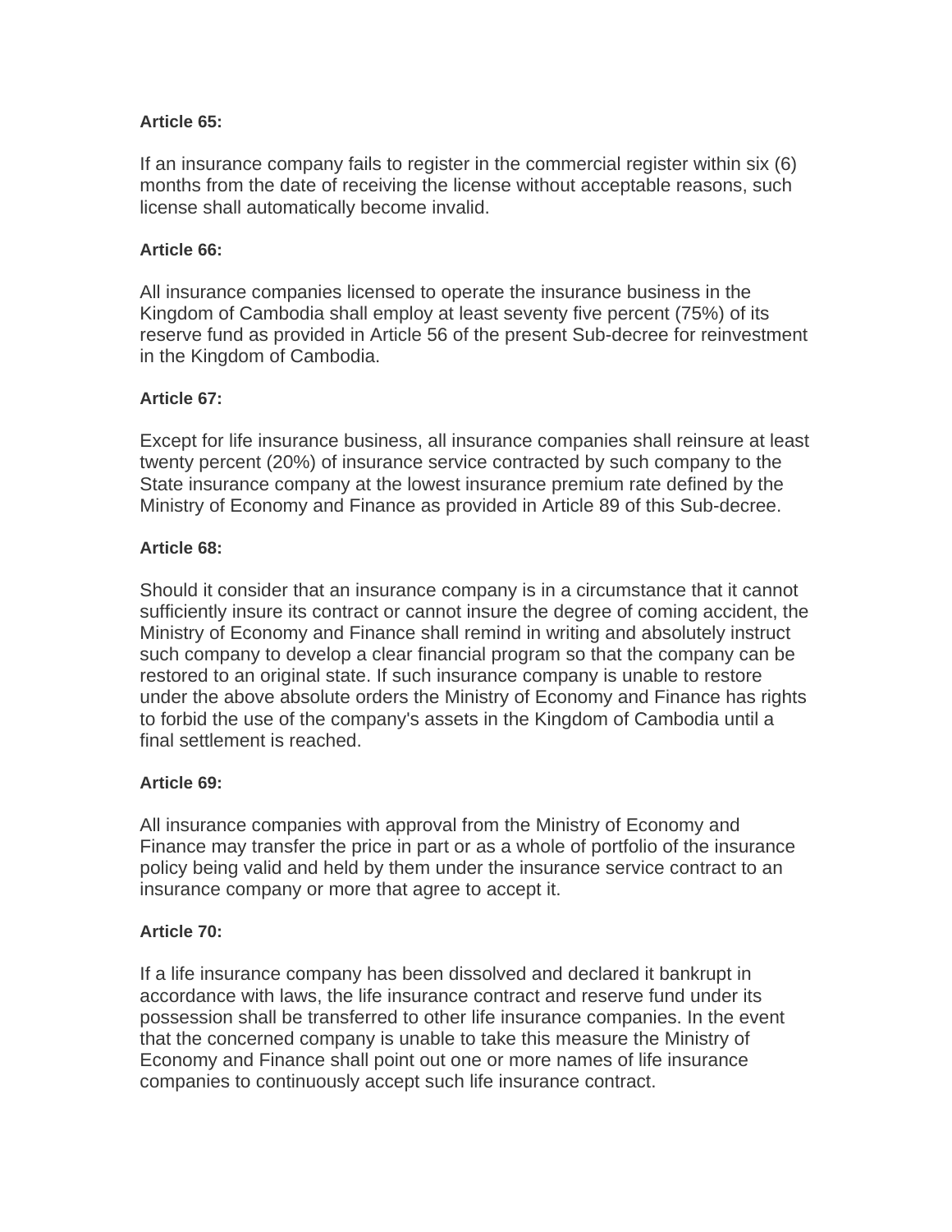**Article 65:**

If an insurance company fails to register in the commercial register within six (6) months from the date of receiving the license without acceptable reasons, such license shall automatically become invalid.

**Article 66:**

All insurance companies licensed to operate the insurance business in the Kingdom of Cambodia shall employ at least seventy five percent (75%) of its reserve fund as provided in Article 56 of the present Sub-decree for reinvestment in the Kingdom of Cambodia.

**Article 67:**

Except for life insurance business, all insurance companies shall reinsure at least twenty percent (20%) of insurance service contracted by such company to the State insurance company at the lowest insurance premium rate defined by the Ministry of Economy and Finance as provided in Article 89 of this Sub-decree.

**Article 68:**

Should it consider that an insurance company is in a circumstance that it cannot sufficiently insure its contract or cannot insure the degree of coming accident, the Ministry of Economy and Finance shall remind in writing and absolutely instruct such company to develop a clear financial program so that the company can be restored to an original state. If such insurance company is unable to restore under the above absolute orders the Ministry of Economy and Finance has rights to forbid the use of the company's assets in the Kingdom of Cambodia until a final settlement is reached.

**Article 69:**

All insurance companies with approval from the Ministry of Economy and Finance may transfer the price in part or as a whole of portfolio of the insurance policy being valid and held by them under the insurance service contract to an insurance company or more that agree to accept it.

**Article 70:**

If a life insurance company has been dissolved and declared it bankrupt in accordance with laws, the life insurance contract and reserve fund under its possession shall be transferred to other life insurance companies. In the event that the concerned company is unable to take this measure the Ministry of Economy and Finance shall point out one or more names of life insurance companies to continuously accept such life insurance contract.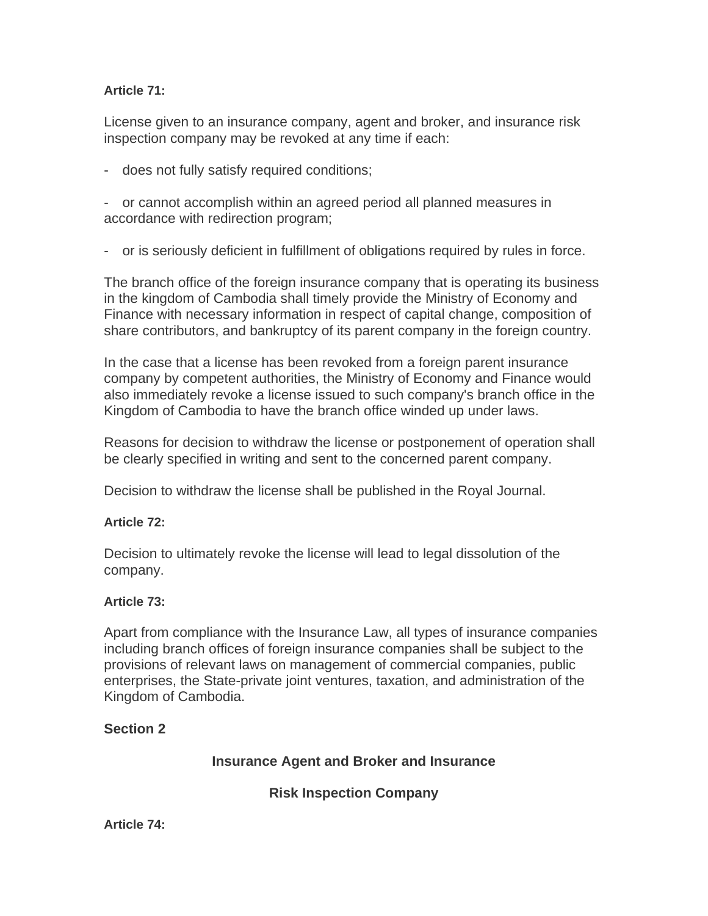**Article 71:**

License given to an insurance company, agent and broker, and insurance risk inspection company may be revoked at any time if each:

- does not fully satisfy required conditions;

- or cannot accomplish within an agreed period all planned measures in accordance with redirection program;

- or is seriously deficient in fulfillment of obligations required by rules in force.

The branch office of the foreign insurance company that is operating its business in the kingdom of Cambodia shall timely provide the Ministry of Economy and Finance with necessary information in respect of capital change, composition of share contributors, and bankruptcy of its parent company in the foreign country.

In the case that a license has been revoked from a foreign parent insurance company by competent authorities, the Ministry of Economy and Finance would also immediately revoke a license issued to such company's branch office in the Kingdom of Cambodia to have the branch office winded up under laws.

Reasons for decision to withdraw the license or postponement of operation shall be clearly specified in writing and sent to the concerned parent company.

Decision to withdraw the license shall be published in the Royal Journal.

**Article 72:**

Decision to ultimately revoke the license will lead to legal dissolution of the company.

**Article 73:**

Apart from compliance with the Insurance Law, all types of insurance companies including branch offices of foreign insurance companies shall be subject to the provisions of relevant laws on management of commercial companies, public enterprises, the State-private joint ventures, taxation, and administration of the Kingdom of Cambodia.

## Section 2

### Insurance Agent and Broker and Insurance Risk Inspection Company

**Article 74:**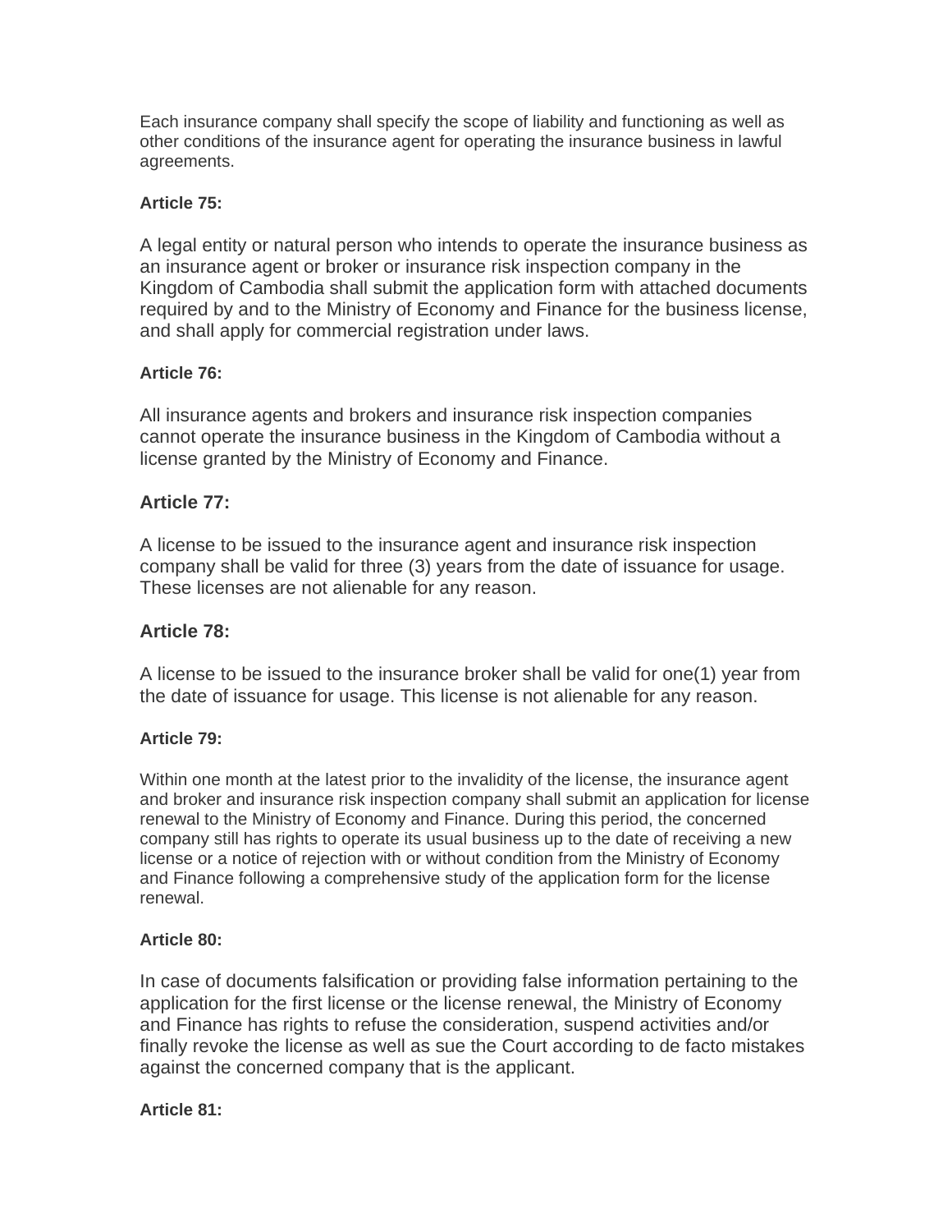Each insurance company shall specify the scope of liability and functioning as well as other conditions of the insurance agent for operating the insurance business in lawful agreements.

**Article 75:**

A legal entity or natural person who intends to operate the insurance business as an insurance agent or broker or insurance risk inspection company in the Kingdom of Cambodia shall submit the application form with attached documents required by and to the Ministry of Economy and Finance for the business license, and shall apply for commercial registration under laws.

**Article 76:**

All insurance agents and brokers and insurance risk inspection companies cannot operate the insurance business in the Kingdom of Cambodia without a license granted by the Ministry of Economy and Finance.

**Article 77:**

A license to be issued to the insurance agent and insurance risk inspection company shall be valid for three (3) years from the date of issuance for usage. These licenses are not alienable for any reason.

**Article 78:**

A license to be issued to the insurance broker shall be valid for one(1) year from the date of issuance for usage. This license is not alienable for any reason.

**Article 79:**

Within one month at the latest prior to the invalidity of the license, the insurance agent and broker and insurance risk inspection company shall submit an application for license renewal to the Ministry of Economy and Finance. During this period, the concerned company still has rights to operate its usual business up to the date of receiving a new license or a notice of rejection with or without condition from the Ministry of Economy and Finance following a comprehensive study of the application form for the license renewal.

**Article 80:**

In case of documents falsification or providing false information pertaining to the application for the first license or the license renewal, the Ministry of Economy and Finance has rights to refuse the consideration, suspend activities and/or finally revoke the license as well as sue the Court according to de facto mistakes against the concerned company that is the applicant.

**Article 81:**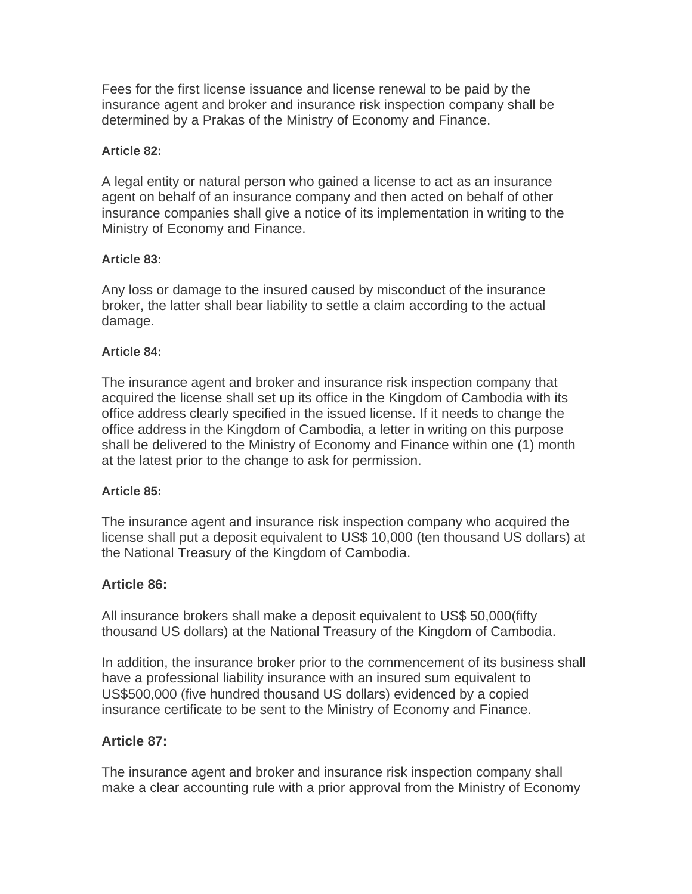Fees for the first license issuance and license renewal to be paid by the insurance agent and broker and insurance risk inspection company shall be determined by a Prakas of the Ministry of Economy and Finance.

**Article 82:**

A legal entity or natural person who gained a license to act as an insurance agent on behalf of an insurance company and then acted on behalf of other insurance companies shall give a notice of its implementation in writing to the Ministry of Economy and Finance.

**Article 83:**

Any loss or damage to the insured caused by misconduct of the insurance broker, the latter shall bear liability to settle a claim according to the actual damage.

**Article 84:**

The insurance agent and broker and insurance risk inspection company that acquired the license shall set up its office in the Kingdom of Cambodia with its office address clearly specified in the issued license. If it needs to change the office address in the Kingdom of Cambodia, a letter in writing on this purpose shall be delivered to the Ministry of Economy and Finance within one (1) month at the latest prior to the change to ask for permission.

**Article 85:**

The insurance agent and insurance risk inspection company who acquired the license shall put a deposit equivalent to US$ 10,000 (ten thousand US dollars) at the National Treasury of the Kingdom of Cambodia.

**Article 86:**

All insurance brokers shall make a deposit equivalent to US$ 50,000(fifty thousand US dollars) at the National Treasury of the Kingdom of Cambodia.

In addition, the insurance broker prior to the commencement of its business shall have a professional liability insurance with an insured sum equivalent to US$500,000 (five hundred thousand US dollars) evidenced by a copied insurance certificate to be sent to the Ministry of Economy and Finance.

**Article 87:**

The insurance agent and broker and insurance risk inspection company shall make a clear accounting rule with a prior approval from the Ministry of Economy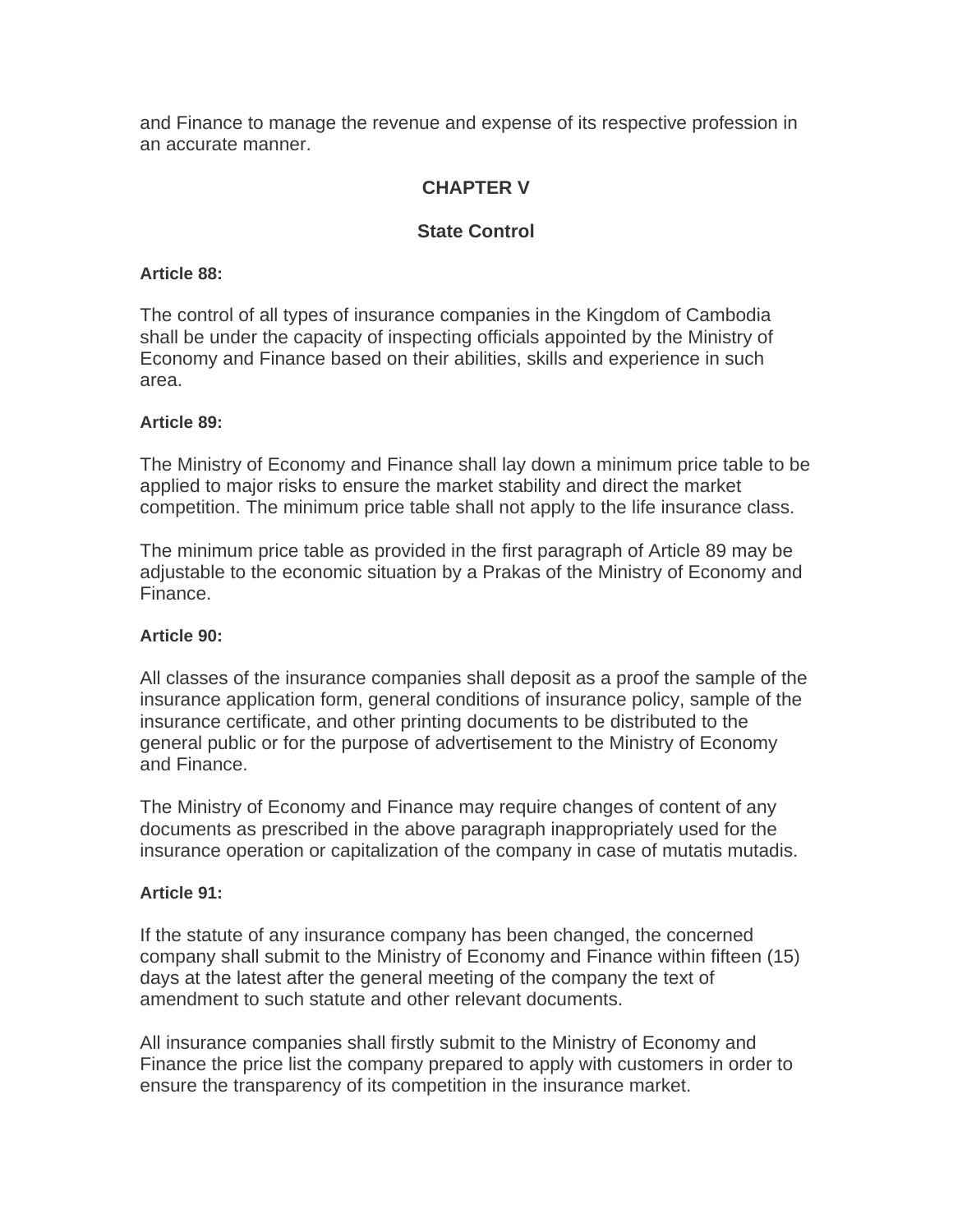and Finance to manage the revenue and expense of its respective profession in an accurate manner.

## CHAPTER V

## State Control

**Article 88:**

The control of all types of insurance companies in the Kingdom of Cambodia shall be under the capacity of inspecting officials appointed by the Ministry of Economy and Finance based on their abilities, skills and experience in such area.

**Article 89:**

The Ministry of Economy and Finance shall lay down a minimum price table to be applied to major risks to ensure the market stability and direct the market competition. The minimum price table shall not apply to the life insurance class.

The minimum price table as provided in the first paragraph of Article 89 may be adjustable to the economic situation by a Prakas of the Ministry of Economy and Finance.

**Article 90:**

All classes of the insurance companies shall deposit as a proof the sample of the insurance application form, general conditions of insurance policy, sample of the insurance certificate, and other printing documents to be distributed to the general public or for the purpose of advertisement to the Ministry of Economy and Finance.

The Ministry of Economy and Finance may require changes of content of any documents as prescribed in the above paragraph inappropriately used for the insurance operation or capitalization of the company in case of mutatis mutadis.

**Article 91:**

If the statute of any insurance company has been changed, the concerned company shall submit to the Ministry of Economy and Finance within fifteen (15) days at the latest after the general meeting of the company the text of amendment to such statute and other relevant documents.

All insurance companies shall firstly submit to the Ministry of Economy and Finance the price list the company prepared to apply with customers in order to ensure the transparency of its competition in the insurance market.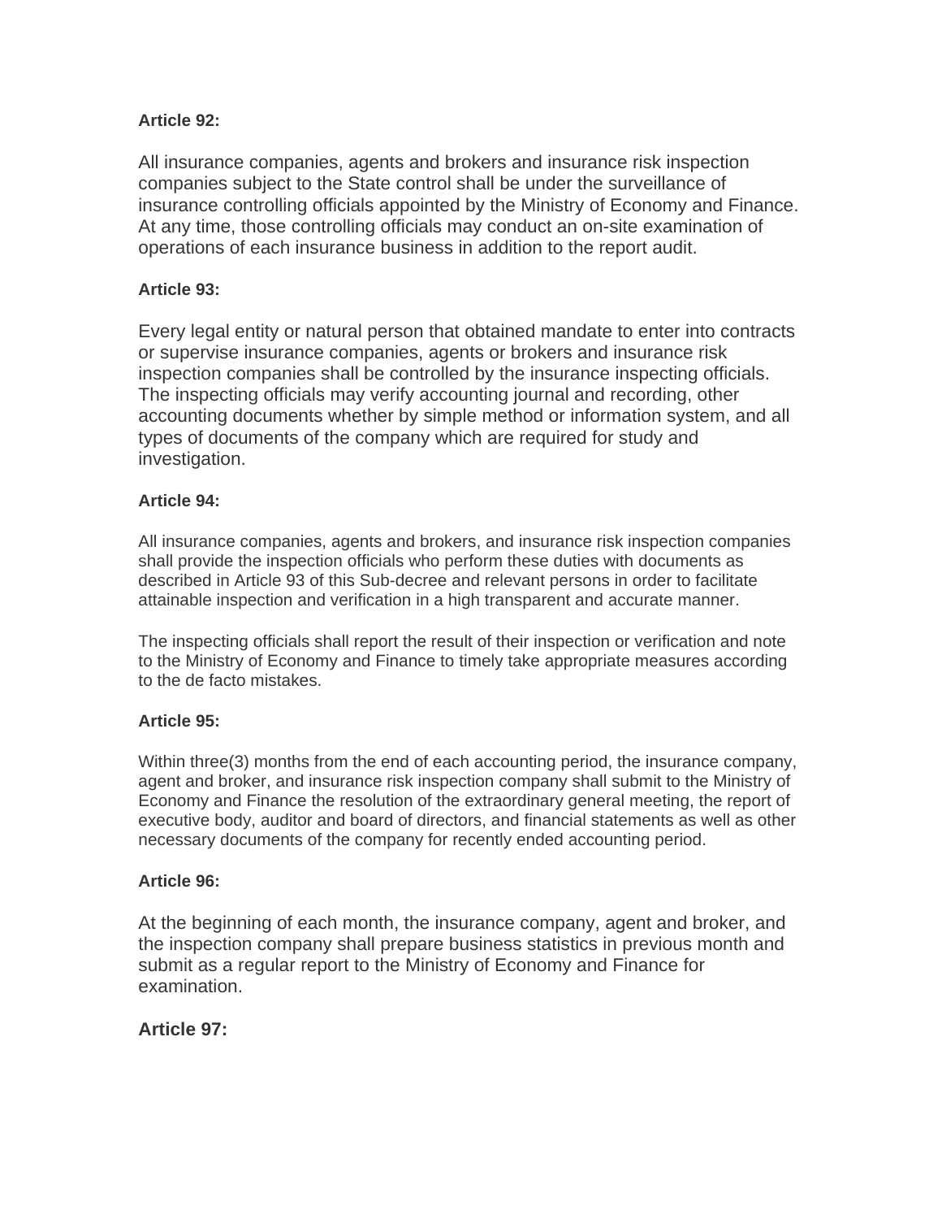**Article 92:**

All insurance companies, agents and brokers and insurance risk inspection companies subject to the State control shall be under the surveillance of insurance controlling officials appointed by the Ministry of Economy and Finance. At any time, those controlling officials may conduct an on-site examination of operations of each insurance business in addition to the report audit.

**Article 93:**

Every legal entity or natural person that obtained mandate to enter into contracts or supervise insurance companies, agents or brokers and insurance risk inspection companies shall be controlled by the insurance inspecting officials. The inspecting officials may verify accounting journal and recording, other accounting documents whether by simple method or information system, and all types of documents of the company which are required for study and investigation.

**Article 94:**

All insurance companies, agents and brokers, and insurance risk inspection companies shall provide the inspection officials who perform these duties with documents as described in Article 93 of this Sub-decree and relevant persons in order to facilitate attainable inspection and verification in a high transparent and accurate manner.

The inspecting officials shall report the result of their inspection or verification and note to the Ministry of Economy and Finance to timely take appropriate measures according to the de facto mistakes.

**Article 95:**

Within three(3) months from the end of each accounting period, the insurance company, agent and broker, and insurance risk inspection company shall submit to the Ministry of Economy and Finance the resolution of the extraordinary general meeting, the report of executive body, auditor and board of directors, and financial statements as well as other necessary documents of the company for recently ended accounting period.

**Article 96:**

At the beginning of each month, the insurance company, agent and broker, and the inspection company shall prepare business statistics in previous month and submit as a regular report to the Ministry of Economy and Finance for examination.

**Article 97:**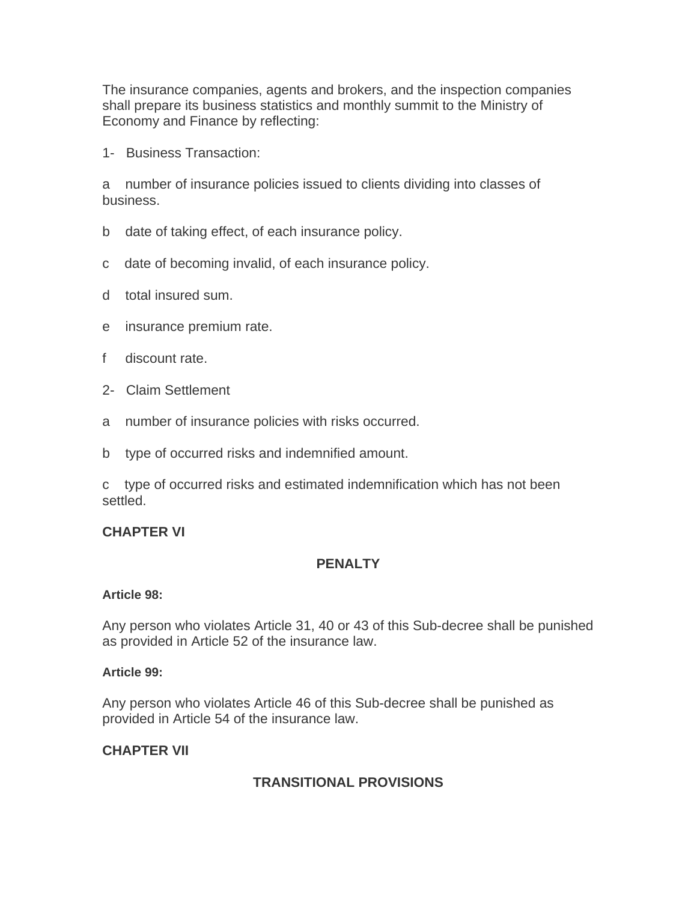The insurance companies, agents and brokers, and the inspection companies shall prepare its business statistics and monthly summit to the Ministry of Economy and Finance by reflecting:

1- Business Transaction:

a number of insurance policies issued to clients dividing into classes of business.

b date of taking effect, of each insurance policy.

c date of becoming invalid, of each insurance policy.

d total insured sum.

e insurance premium rate.

f discount rate.

2- Claim Settlement

a number of insurance policies with risks occurred.

b type of occurred risks and indemnified amount.

c type of occurred risks and estimated indemnification which has not been settled.

## CHAPTER VI

## PENALTY

#### Article 98:

Any person who violates Article 31, 40 or 43 of this Sub-decree shall be punished as provided in Article 52 of the insurance law.

#### Article 99:

Any person who violates Article 46 of this Sub-decree shall be punished as provided in Article 54 of the insurance law.

## CHAPTER VII

## TRANSITIONAL PROVISIONS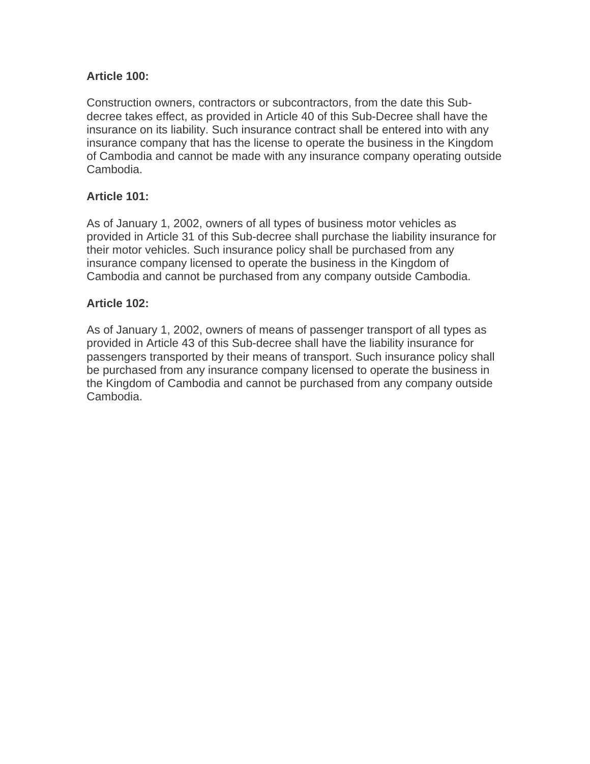**Article 100:**

Construction owners, contractors or subcontractors, from the date this Sub-decree takes effect, as provided in Article 40 of this Sub-Decree shall have the insurance on its liability. Such insurance contract shall be entered into with any insurance company that has the license to operate the business in the Kingdom of Cambodia and cannot be made with any insurance company operating outside Cambodia.

**Article 101:**

As of January 1, 2002, owners of all types of business motor vehicles as provided in Article 31 of this Sub-decree shall purchase the liability insurance for their motor vehicles. Such insurance policy shall be purchased from any insurance company licensed to operate the business in the Kingdom of Cambodia and cannot be purchased from any company outside Cambodia.

**Article 102:**

As of January 1, 2002, owners of means of passenger transport of all types as provided in Article 43 of this Sub-decree shall have the liability insurance for passengers transported by their means of transport. Such insurance policy shall be purchased from any insurance company licensed to operate the business in the Kingdom of Cambodia and cannot be purchased from any company outside Cambodia.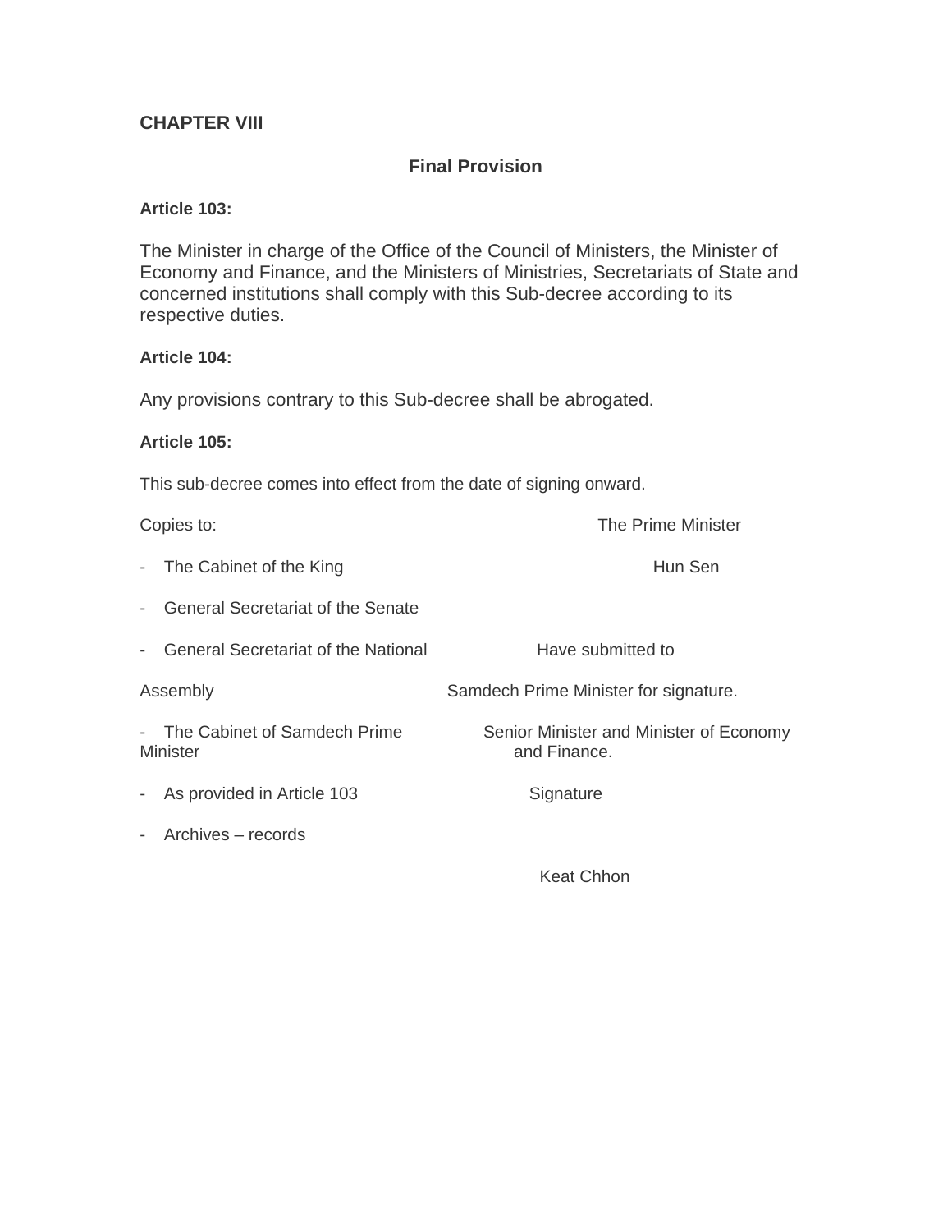**CHAPTER VIII**

## Final Provision

**Article 103:**

The Minister in charge of the Office of the Council of Ministers, the Minister of Economy and Finance, and the Ministers of Ministries, Secretariats of State and concerned institutions shall comply with this Sub-decree according to its respective duties.

**Article 104:**

Any provisions contrary to this Sub-decree shall be abrogated.

**Article 105:**

This sub-decree comes into effect from the date of signing onward.

The Prime Minister

Hun Sen

Copies to:

- The Cabinet of the King
- General Secretariat of the Senate
- General Secretariat of the National Assembly
- The Cabinet of Samdech Prime Minister
- As provided in Article 103
- Archives – records

Have submitted to Samdech Prime Minister for signature.

Senior Minister and Minister of Economy and Finance.

Signature

Keat Chhon